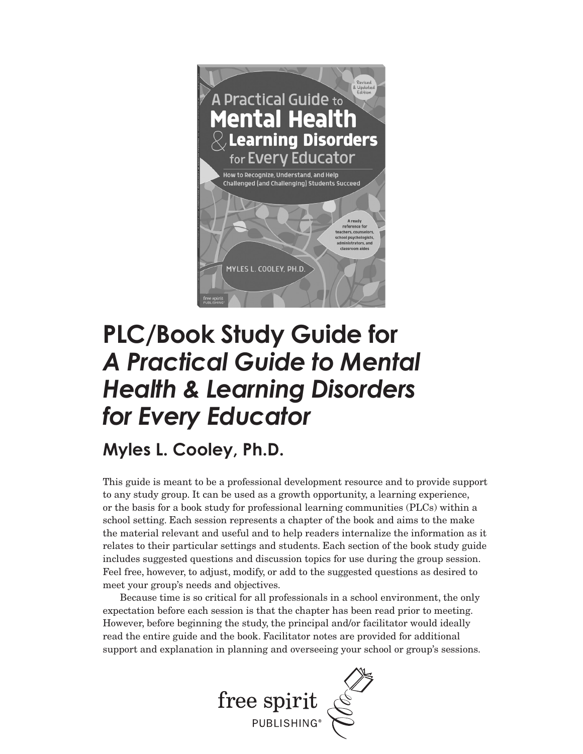# PLC/Book Study Guide for *A Practical Guide to Mental Health & Learning Disorders for Every Educator*

## Myles L. Cooley, Ph.D.

This guide is meant to be a professional development resource and to provide support to any study group. It can be used as a growth opportunity, a learning experience, or the basis for a book study for professional learning communities (PLCs) within a school setting. Each session represents a chapter of the book and aims to the make the material relevant and useful and to help readers internalize the information as it relates to their particular settings and students. Each section of the book study guide includes suggested questions and discussion topics for use during the group session. Feel free, however, to adjust, modify, or add to the suggested questions as desired to meet your group's needs and objectives.

Because time is so critical for all professionals in a school environment, the only expectation before each session is that the chapter has been read prior to meeting. However, before beginning the study, the principal and/or facilitator would ideally read the entire guide and the book. Facilitator notes are provided for additional support and explanation in planning and overseeing your school or group's sessions.

free spirit PUBLISHING®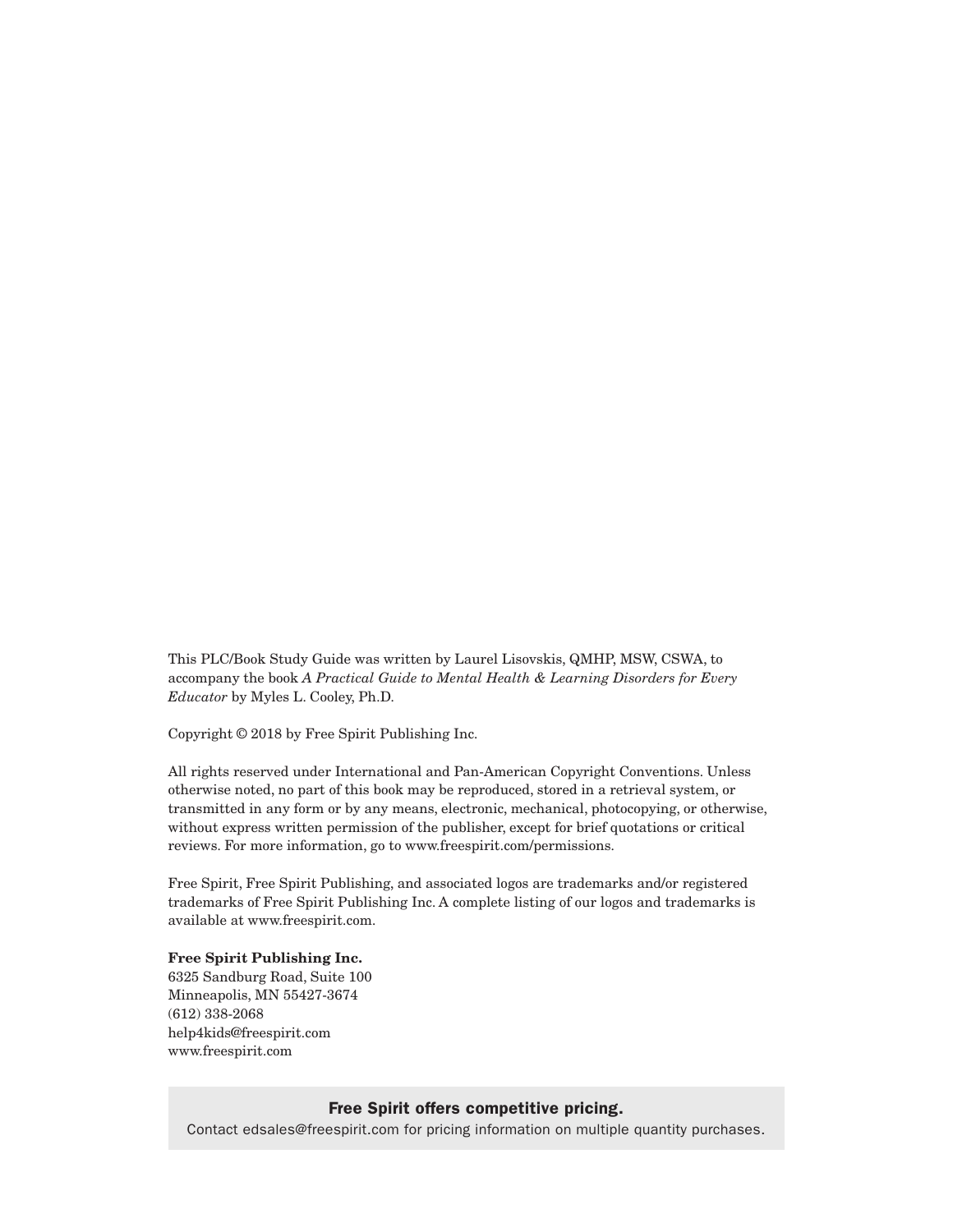This PLC/Book Study Guide was written by Laurel Lisovskis, QMHP, MSW, CSWA, to accompany the book *A Practical Guide to Mental Health & Learning Disorders for Every Educator* by Myles L. Cooley, Ph.D.

Copyright © 2018 by Free Spirit Publishing Inc.

All rights reserved under International and Pan-American Copyright Conventions. Unless otherwise noted, no part of this book may be reproduced, stored in a retrieval system, or transmitted in any form or by any means, electronic, mechanical, photocopying, or otherwise, without express written permission of the publisher, except for brief quotations or critical reviews. For more information, go to www.freespirit.com/permissions.

Free Spirit, Free Spirit Publishing, and associated logos are trademarks and/or registered trademarks of Free Spirit Publishing Inc. A complete listing of our logos and trademarks is available at www.freespirit.com.

**Free Spirit Publishing Inc.**
6325 Sandburg Road, Suite 100
Minneapolis, MN 55427-3674
(612) 338-2068
help4kids@freespirit.com
www.freespirit.com

**Free Spirit offers competitive pricing.**
Contact edsales@freespirit.com for pricing information on multiple quantity purchases.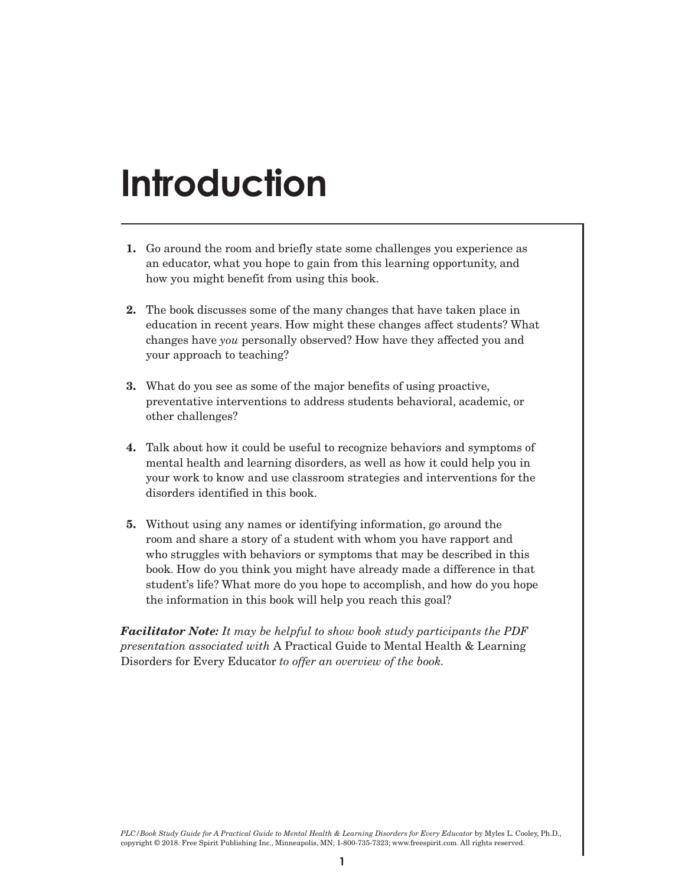# Introduction

1. Go around the room and briefly state some challenges you experience as an educator, what you hope to gain from this learning opportunity, and how you might benefit from using this book.

2. The book discusses some of the many changes that have taken place in education in recent years. How might these changes affect students? What changes have *you* personally observed? How have they affected you and your approach to teaching?

3. What do you see as some of the major benefits of using proactive, preventative interventions to address students behavioral, academic, or other challenges?

4. Talk about how it could be useful to recognize behaviors and symptoms of mental health and learning disorders, as well as how it could help you in your work to know and use classroom strategies and interventions for the disorders identified in this book.

5. Without using any names or identifying information, go around the room and share a story of a student with whom you have rapport and who struggles with behaviors or symptoms that may be described in this book. How do you think you might have already made a difference in that student's life? What more do you hope to accomplish, and how do you hope the information in this book will help you reach this goal?

***Facilitator Note:*** *It may be helpful to show book study participants the PDF presentation associated with* A Practical Guide to Mental Health & Learning Disorders for Every Educator *to offer an overview of the book.*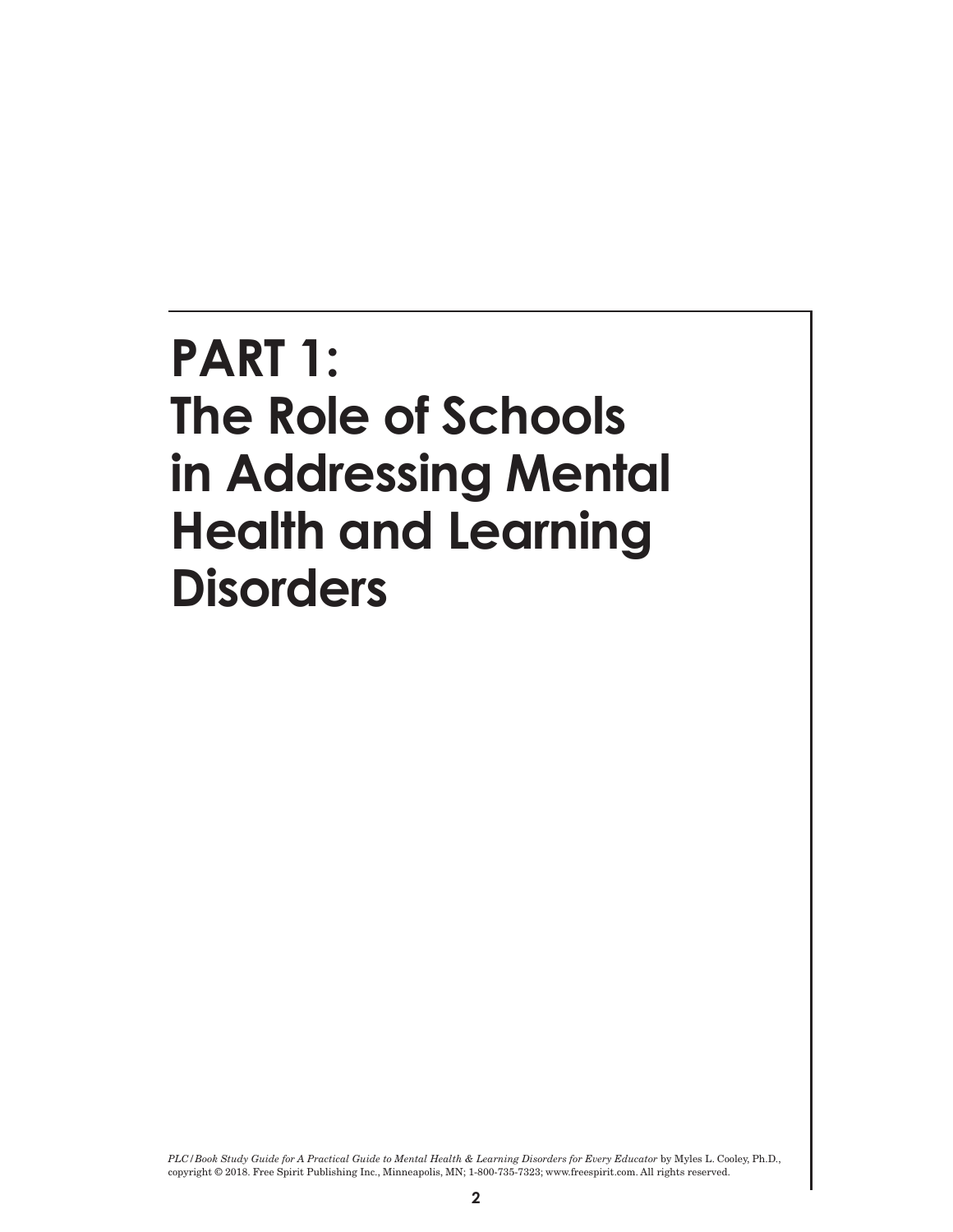# PART 1: The Role of Schools in Addressing Mental Health and Learning Disorders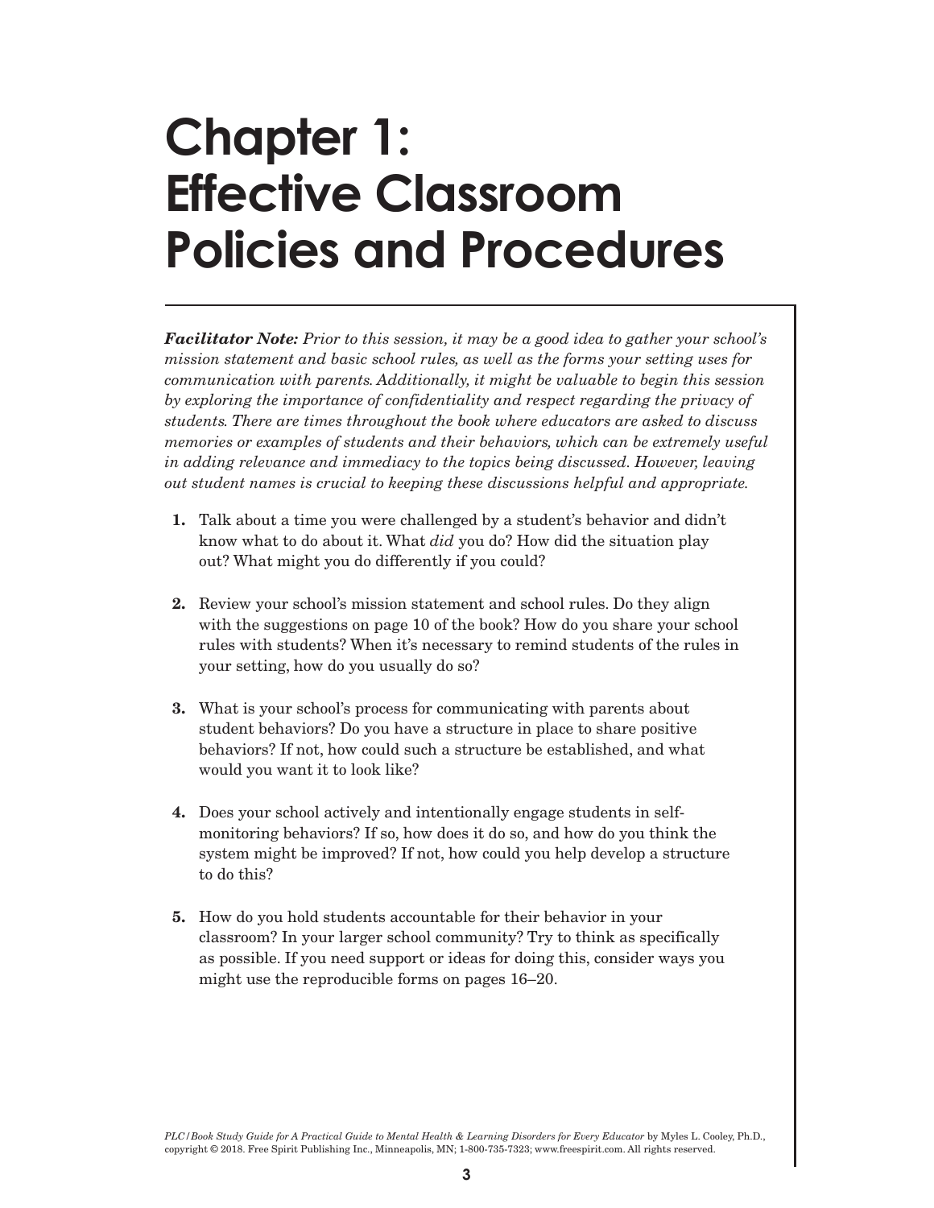# Chapter 1: Effective Classroom Policies and Procedures

***Facilitator Note:*** *Prior to this session, it may be a good idea to gather your school's mission statement and basic school rules, as well as the forms your setting uses for communication with parents. Additionally, it might be valuable to begin this session by exploring the importance of confidentiality and respect regarding the privacy of students. There are times throughout the book where educators are asked to discuss memories or examples of students and their behaviors, which can be extremely useful in adding relevance and immediacy to the topics being discussed. However, leaving out student names is crucial to keeping these discussions helpful and appropriate.*

1. Talk about a time you were challenged by a student's behavior and didn't know what to do about it. What *did* you do? How did the situation play out? What might you do differently if you could?

2. Review your school's mission statement and school rules. Do they align with the suggestions on page 10 of the book? How do you share your school rules with students? When it's necessary to remind students of the rules in your setting, how do you usually do so?

3. What is your school's process for communicating with parents about student behaviors? Do you have a structure in place to share positive behaviors? If not, how could such a structure be established, and what would you want it to look like?

4. Does your school actively and intentionally engage students in self-monitoring behaviors? If so, how does it do so, and how do you think the system might be improved? If not, how could you help develop a structure to do this?

5. How do you hold students accountable for their behavior in your classroom? In your larger school community? Try to think as specifically as possible. If you need support or ideas for doing this, consider ways you might use the reproducible forms on pages 16–20.

*PLC/Book Study Guide for A Practical Guide to Mental Health & Learning Disorders for Every Educator* by Myles L. Cooley, Ph.D., copyright © 2018. Free Spirit Publishing Inc., Minneapolis, MN; 1-800-735-7323; www.freespirit.com. All rights reserved.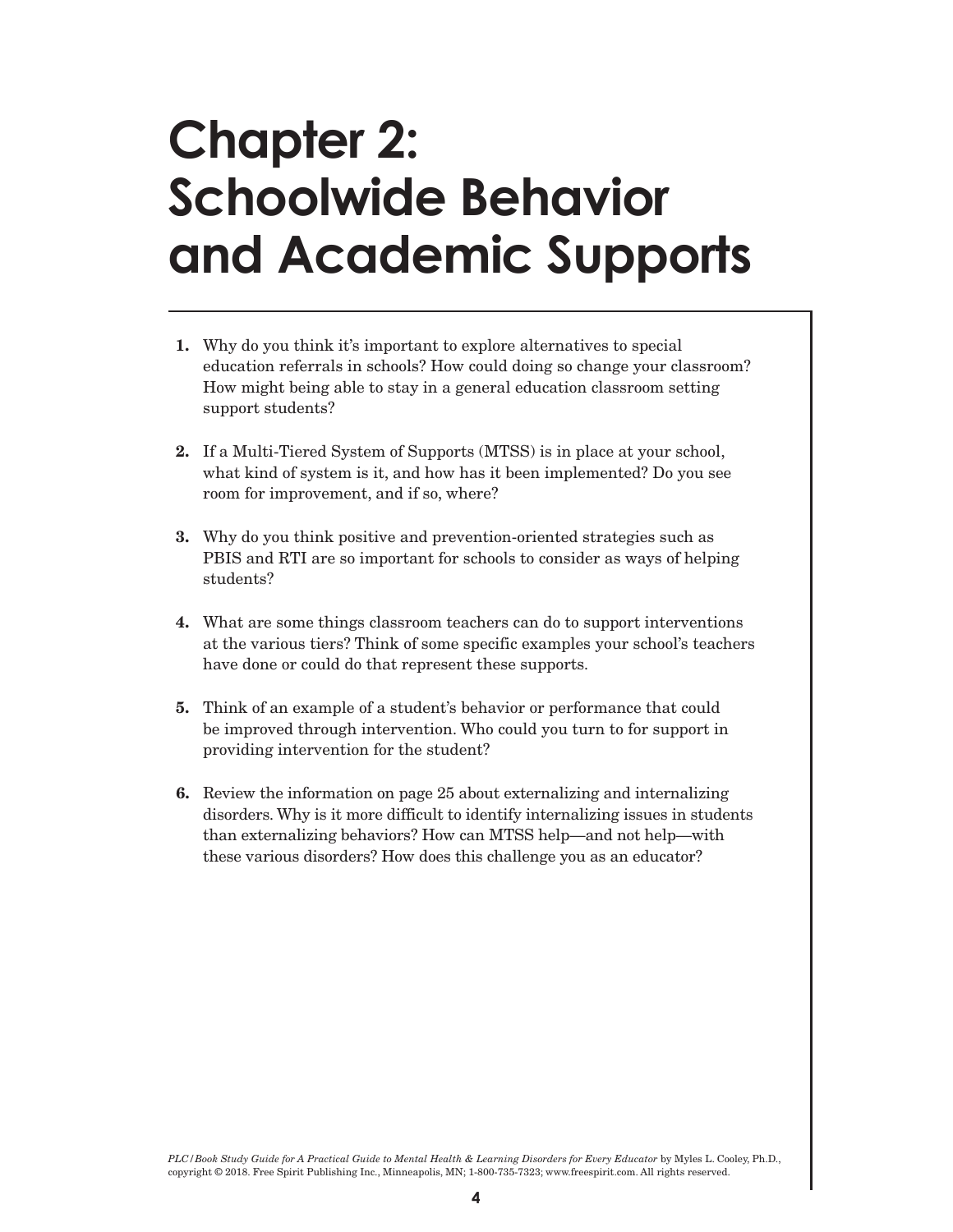# Chapter 2: Schoolwide Behavior and Academic Supports

1. Why do you think it's important to explore alternatives to special education referrals in schools? How could doing so change your classroom? How might being able to stay in a general education classroom setting support students?

2. If a Multi-Tiered System of Supports (MTSS) is in place at your school, what kind of system is it, and how has it been implemented? Do you see room for improvement, and if so, where?

3. Why do you think positive and prevention-oriented strategies such as PBIS and RTI are so important for schools to consider as ways of helping students?

4. What are some things classroom teachers can do to support interventions at the various tiers? Think of some specific examples your school's teachers have done or could do that represent these supports.

5. Think of an example of a student's behavior or performance that could be improved through intervention. Who could you turn to for support in providing intervention for the student?

6. Review the information on page 25 about externalizing and internalizing disorders. Why is it more difficult to identify internalizing issues in students than externalizing behaviors? How can MTSS help—and not help—with these various disorders? How does this challenge you as an educator?

*PLC/Book Study Guide for A Practical Guide to Mental Health & Learning Disorders for Every Educator* by Myles L. Cooley, Ph.D., copyright © 2018. Free Spirit Publishing Inc., Minneapolis, MN; 1-800-735-7323; www.freespirit.com. All rights reserved.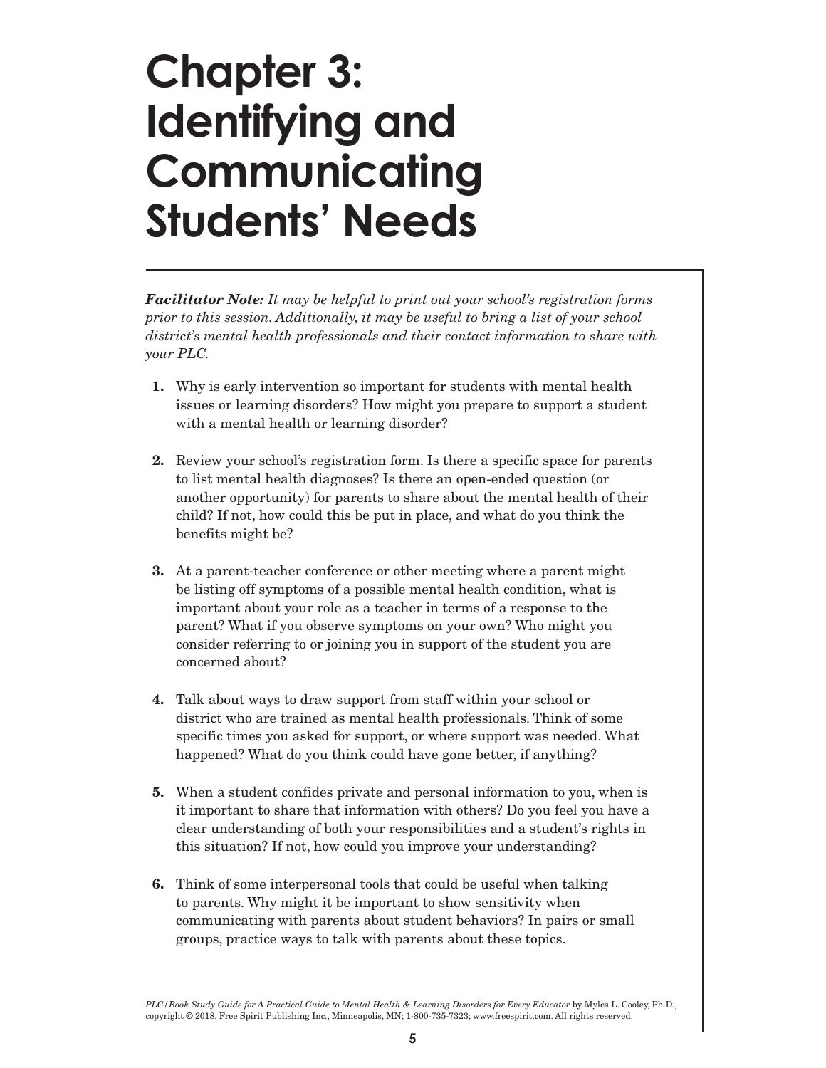# Chapter 3: Identifying and Communicating Students' Needs

***Facilitator Note:*** *It may be helpful to print out your school's registration forms prior to this session. Additionally, it may be useful to bring a list of your school district's mental health professionals and their contact information to share with your PLC.*

1. Why is early intervention so important for students with mental health issues or learning disorders? How might you prepare to support a student with a mental health or learning disorder?

2. Review your school's registration form. Is there a specific space for parents to list mental health diagnoses? Is there an open-ended question (or another opportunity) for parents to share about the mental health of their child? If not, how could this be put in place, and what do you think the benefits might be?

3. At a parent-teacher conference or other meeting where a parent might be listing off symptoms of a possible mental health condition, what is important about your role as a teacher in terms of a response to the parent? What if you observe symptoms on your own? Who might you consider referring to or joining you in support of the student you are concerned about?

4. Talk about ways to draw support from staff within your school or district who are trained as mental health professionals. Think of some specific times you asked for support, or where support was needed. What happened? What do you think could have gone better, if anything?

5. When a student confides private and personal information to you, when is it important to share that information with others? Do you feel you have a clear understanding of both your responsibilities and a student's rights in this situation? If not, how could you improve your understanding?

6. Think of some interpersonal tools that could be useful when talking to parents. Why might it be important to show sensitivity when communicating with parents about student behaviors? In pairs or small groups, practice ways to talk with parents about these topics.

*PLC/Book Study Guide for A Practical Guide to Mental Health & Learning Disorders for Every Educator* by Myles L. Cooley, Ph.D., copyright © 2018. Free Spirit Publishing Inc., Minneapolis, MN; 1-800-735-7323; www.freespirit.com. All rights reserved.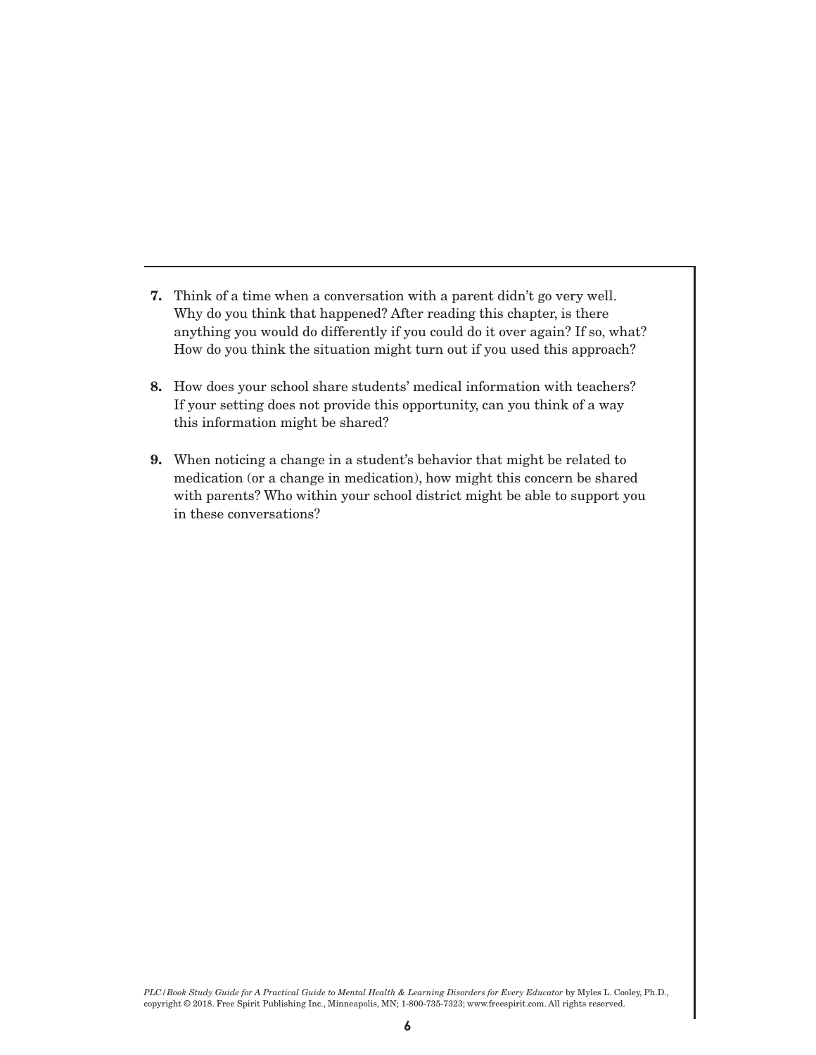7. Think of a time when a conversation with a parent didn't go very well. Why do you think that happened? After reading this chapter, is there anything you would do differently if you could do it over again? If so, what? How do you think the situation might turn out if you used this approach?

8. How does your school share students' medical information with teachers? If your setting does not provide this opportunity, can you think of a way this information might be shared?

9. When noticing a change in a student's behavior that might be related to medication (or a change in medication), how might this concern be shared with parents? Who within your school district might be able to support you in these conversations?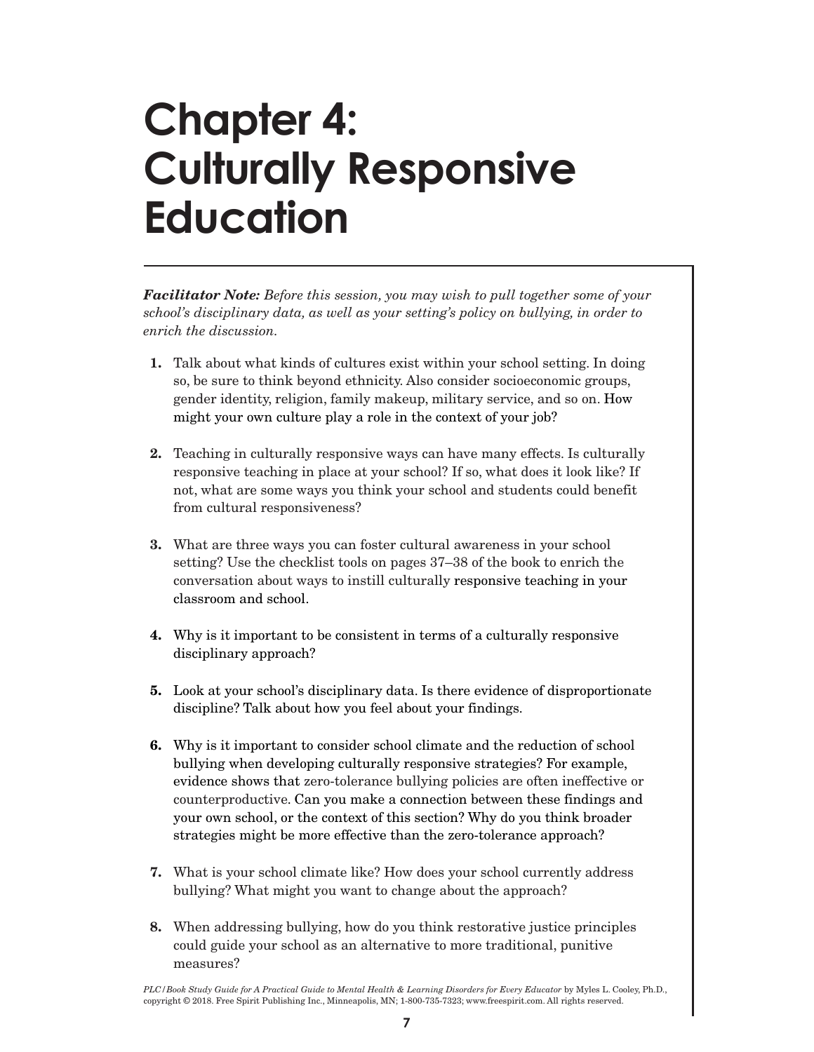# Chapter 4: Culturally Responsive Education

***Facilitator Note:*** *Before this session, you may wish to pull together some of your school's disciplinary data, as well as your setting's policy on bullying, in order to enrich the discussion.*

1. Talk about what kinds of cultures exist within your school setting. In doing so, be sure to think beyond ethnicity. Also consider socioeconomic groups, gender identity, religion, family makeup, military service, and so on. How might your own culture play a role in the context of your job?

2. Teaching in culturally responsive ways can have many effects. Is culturally responsive teaching in place at your school? If so, what does it look like? If not, what are some ways you think your school and students could benefit from cultural responsiveness?

3. What are three ways you can foster cultural awareness in your school setting? Use the checklist tools on pages 37–38 of the book to enrich the conversation about ways to instill culturally responsive teaching in your classroom and school.

4. Why is it important to be consistent in terms of a culturally responsive disciplinary approach?

5. Look at your school's disciplinary data. Is there evidence of disproportionate discipline? Talk about how you feel about your findings.

6. Why is it important to consider school climate and the reduction of school bullying when developing culturally responsive strategies? For example, evidence shows that zero-tolerance bullying policies are often ineffective or counterproductive. Can you make a connection between these findings and your own school, or the context of this section? Why do you think broader strategies might be more effective than the zero-tolerance approach?

7. What is your school climate like? How does your school currently address bullying? What might you want to change about the approach?

8. When addressing bullying, how do you think restorative justice principles could guide your school as an alternative to more traditional, punitive measures?

*PLC/Book Study Guide for A Practical Guide to Mental Health & Learning Disorders for Every Educator* by Myles L. Cooley, Ph.D., copyright © 2018. Free Spirit Publishing Inc., Minneapolis, MN; 1-800-735-7323; www.freespirit.com. All rights reserved.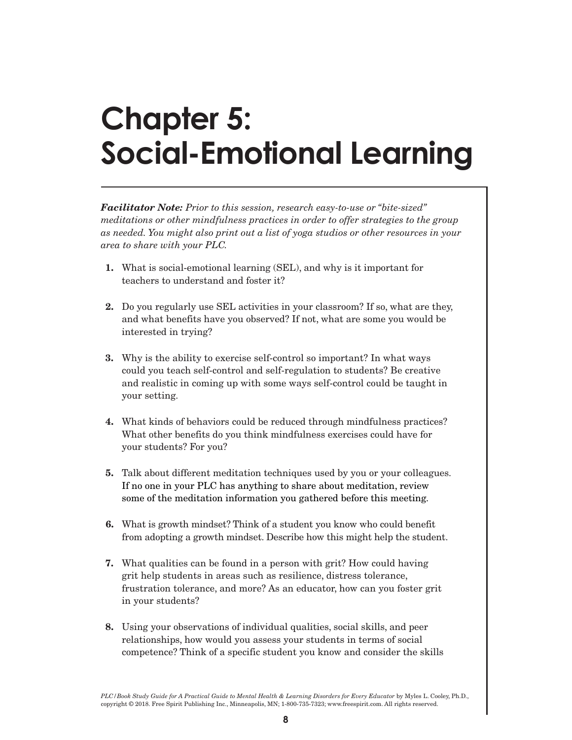# Chapter 5: Social-Emotional Learning

***Facilitator Note:*** *Prior to this session, research easy-to-use or "bite-sized" meditations or other mindfulness practices in order to offer strategies to the group as needed. You might also print out a list of yoga studios or other resources in your area to share with your PLC.*

1. What is social-emotional learning (SEL), and why is it important for teachers to understand and foster it?

2. Do you regularly use SEL activities in your classroom? If so, what are they, and what benefits have you observed? If not, what are some you would be interested in trying?

3. Why is the ability to exercise self-control so important? In what ways could you teach self-control and self-regulation to students? Be creative and realistic in coming up with some ways self-control could be taught in your setting.

4. What kinds of behaviors could be reduced through mindfulness practices? What other benefits do you think mindfulness exercises could have for your students? For you?

5. Talk about different meditation techniques used by you or your colleagues. If no one in your PLC has anything to share about meditation, review some of the meditation information you gathered before this meeting.

6. What is growth mindset? Think of a student you know who could benefit from adopting a growth mindset. Describe how this might help the student.

7. What qualities can be found in a person with grit? How could having grit help students in areas such as resilience, distress tolerance, frustration tolerance, and more? As an educator, how can you foster grit in your students?

8. Using your observations of individual qualities, social skills, and peer relationships, how would you assess your students in terms of social competence? Think of a specific student you know and consider the skills

*PLC/Book Study Guide for A Practical Guide to Mental Health & Learning Disorders for Every Educator* by Myles L. Cooley, Ph.D., copyright © 2018. Free Spirit Publishing Inc., Minneapolis, MN; 1-800-735-7323; www.freespirit.com. All rights reserved.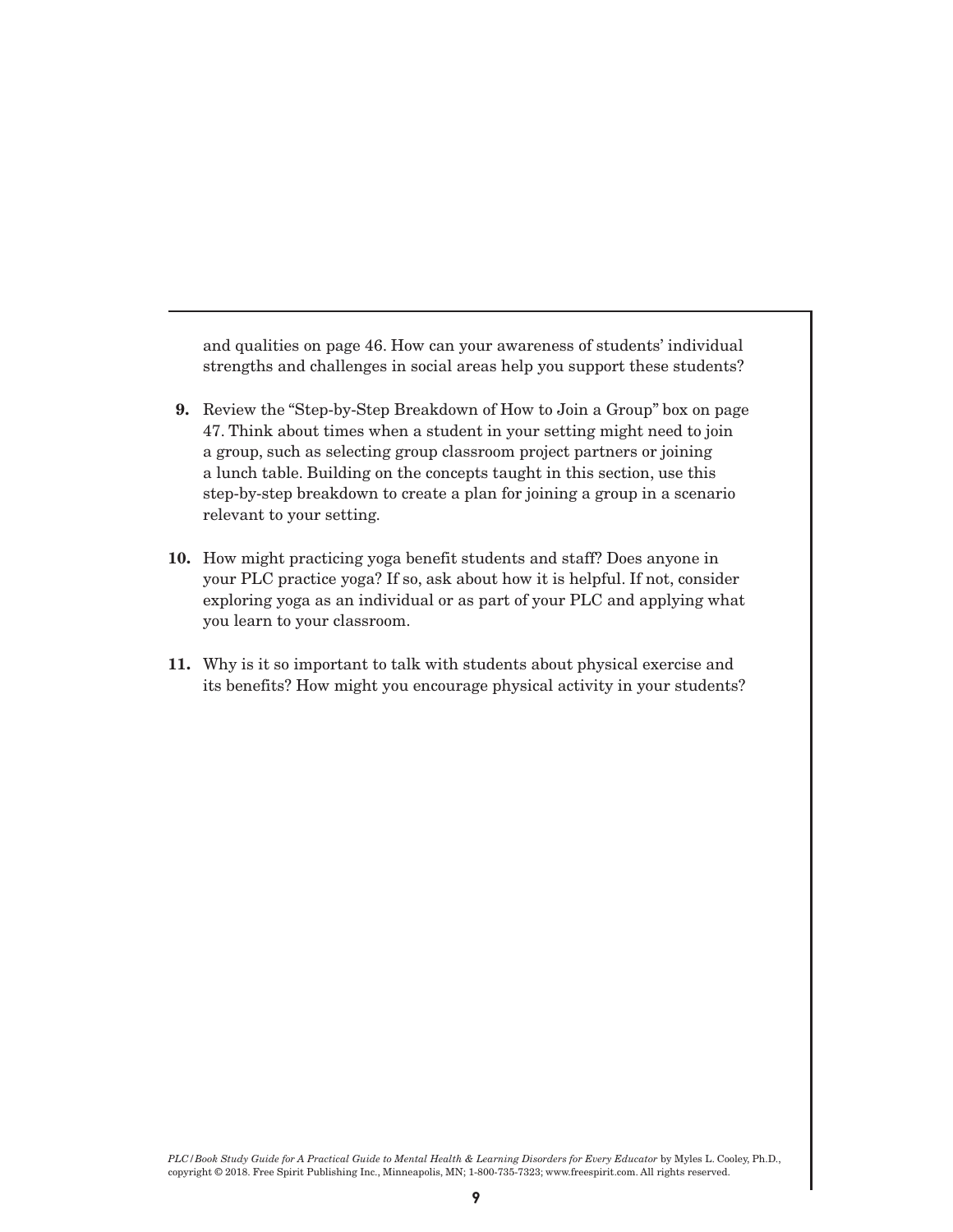and qualities on page 46. How can your awareness of students' individual strengths and challenges in social areas help you support these students?

**9.** Review the "Step-by-Step Breakdown of How to Join a Group" box on page 47. Think about times when a student in your setting might need to join a group, such as selecting group classroom project partners or joining a lunch table. Building on the concepts taught in this section, use this step-by-step breakdown to create a plan for joining a group in a scenario relevant to your setting.

**10.** How might practicing yoga benefit students and staff? Does anyone in your PLC practice yoga? If so, ask about how it is helpful. If not, consider exploring yoga as an individual or as part of your PLC and applying what you learn to your classroom.

**11.** Why is it so important to talk with students about physical exercise and its benefits? How might you encourage physical activity in your students?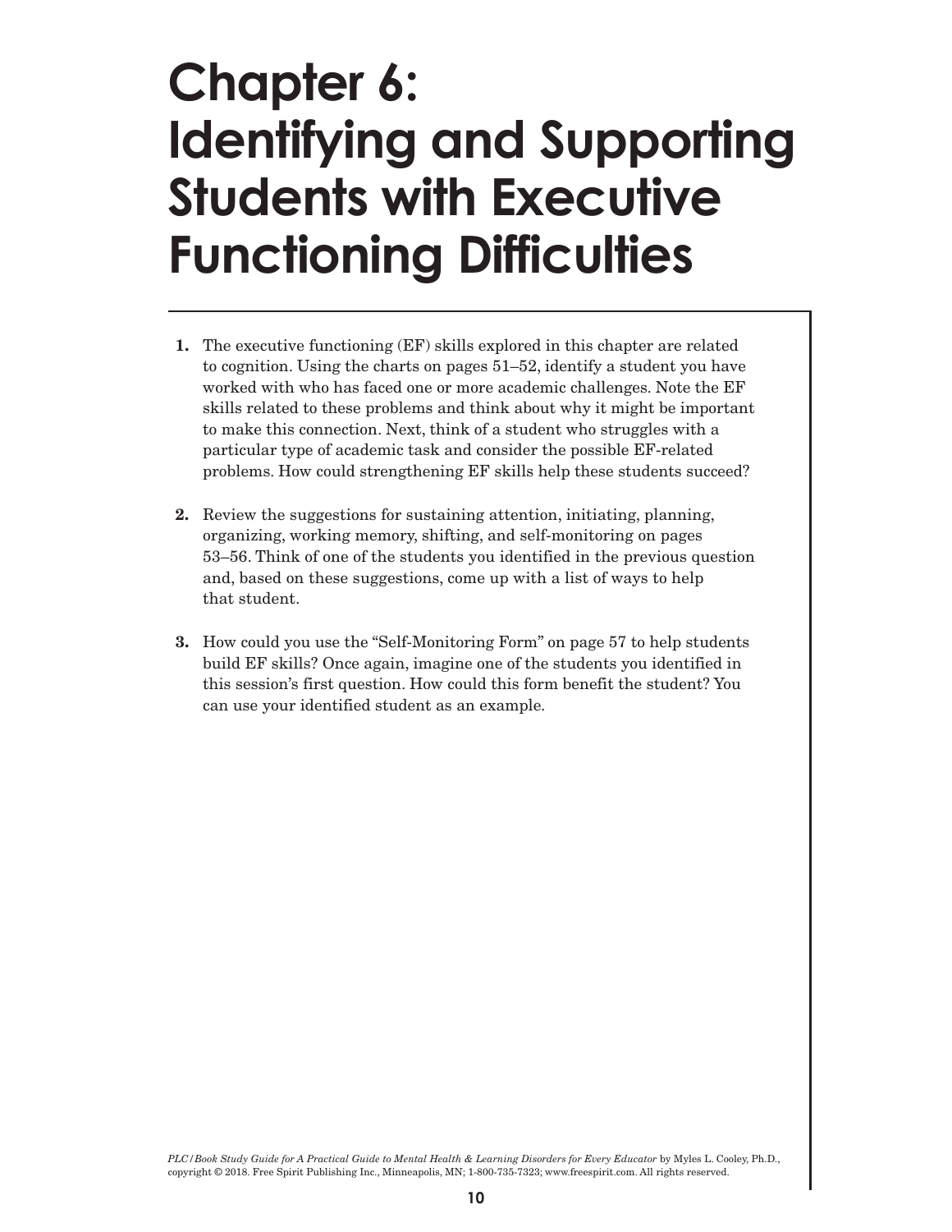# Chapter 6: Identifying and Supporting Students with Executive Functioning Difficulties

1. The executive functioning (EF) skills explored in this chapter are related to cognition. Using the charts on pages 51–52, identify a student you have worked with who has faced one or more academic challenges. Note the EF skills related to these problems and think about why it might be important to make this connection. Next, think of a student who struggles with a particular type of academic task and consider the possible EF-related problems. How could strengthening EF skills help these students succeed?

2. Review the suggestions for sustaining attention, initiating, planning, organizing, working memory, shifting, and self-monitoring on pages 53–56. Think of one of the students you identified in the previous question and, based on these suggestions, come up with a list of ways to help that student.

3. How could you use the "Self-Monitoring Form" on page 57 to help students build EF skills? Once again, imagine one of the students you identified in this session's first question. How could this form benefit the student? You can use your identified student as an example.

*PLC/Book Study Guide for A Practical Guide to Mental Health & Learning Disorders for Every Educator* by Myles L. Cooley, Ph.D., copyright © 2018. Free Spirit Publishing Inc., Minneapolis, MN; 1-800-735-7323; www.freespirit.com. All rights reserved.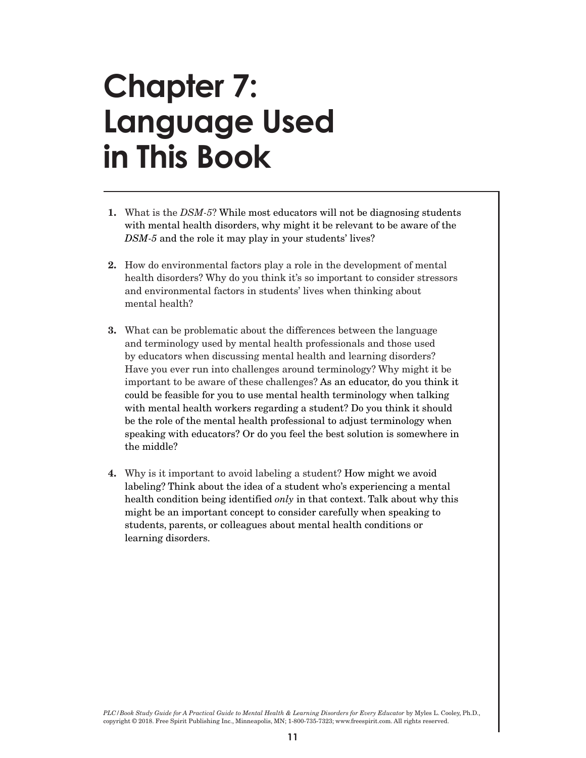# Chapter 7: Language Used in This Book

1. What is the *DSM-5*? While most educators will not be diagnosing students with mental health disorders, why might it be relevant to be aware of the *DSM-5* and the role it may play in your students' lives?

2. How do environmental factors play a role in the development of mental health disorders? Why do you think it's so important to consider stressors and environmental factors in students' lives when thinking about mental health?

3. What can be problematic about the differences between the language and terminology used by mental health professionals and those used by educators when discussing mental health and learning disorders? Have you ever run into challenges around terminology? Why might it be important to be aware of these challenges? As an educator, do you think it could be feasible for you to use mental health terminology when talking with mental health workers regarding a student? Do you think it should be the role of the mental health professional to adjust terminology when speaking with educators? Or do you feel the best solution is somewhere in the middle?

4. Why is it important to avoid labeling a student? How might we avoid labeling? Think about the idea of a student who's experiencing a mental health condition being identified *only* in that context. Talk about why this might be an important concept to consider carefully when speaking to students, parents, or colleagues about mental health conditions or learning disorders.

*PLC/Book Study Guide for A Practical Guide to Mental Health & Learning Disorders for Every Educator* by Myles L. Cooley, Ph.D., copyright © 2018. Free Spirit Publishing Inc., Minneapolis, MN; 1-800-735-7323; www.freespirit.com. All rights reserved.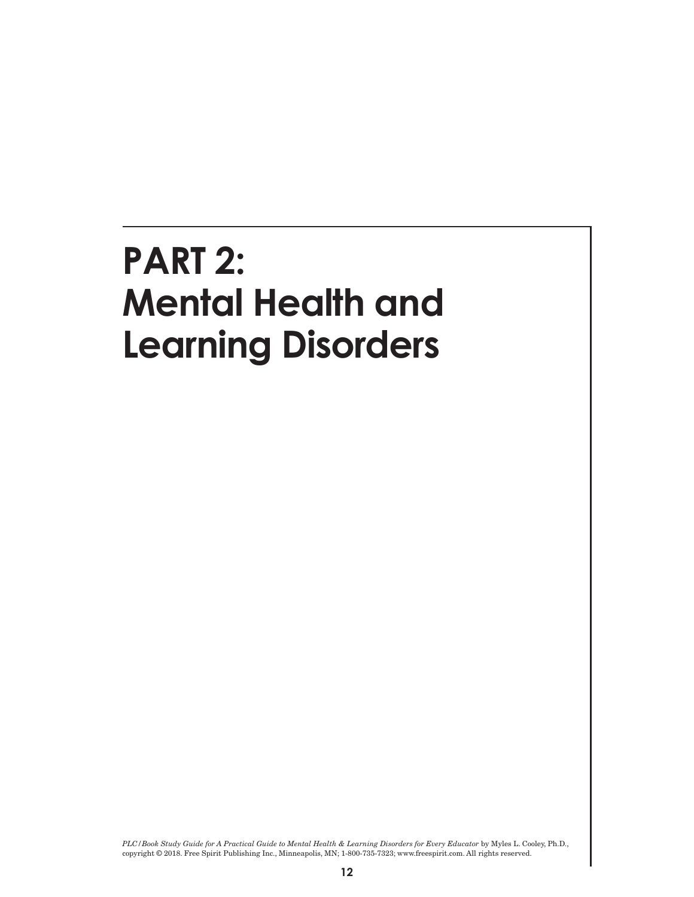# PART 2: Mental Health and Learning Disorders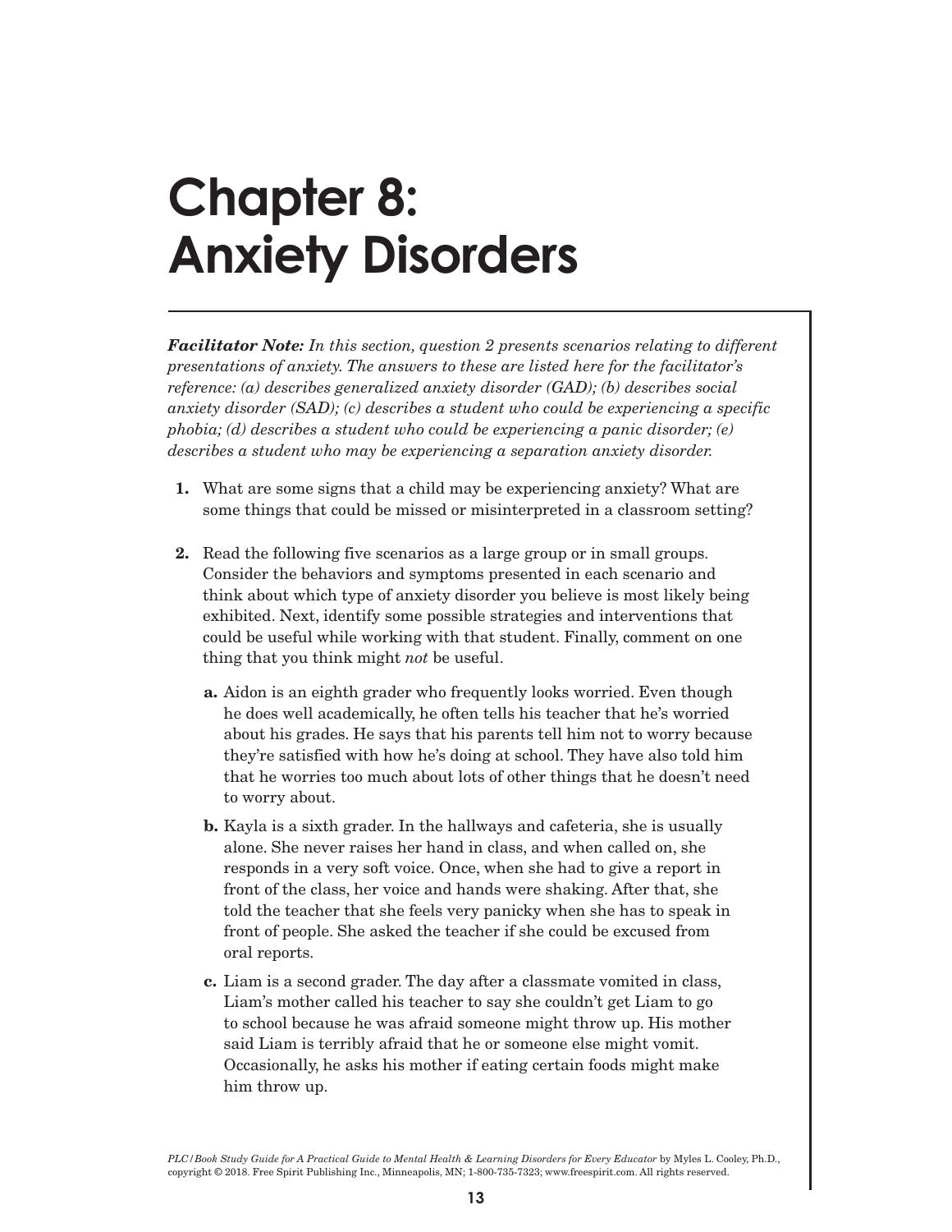# Chapter 8: Anxiety Disorders

***Facilitator Note:*** *In this section, question 2 presents scenarios relating to different presentations of anxiety. The answers to these are listed here for the facilitator's reference: (a) describes generalized anxiety disorder (GAD); (b) describes social anxiety disorder (SAD); (c) describes a student who could be experiencing a specific phobia; (d) describes a student who could be experiencing a panic disorder; (e) describes a student who may be experiencing a separation anxiety disorder.*

1. What are some signs that a child may be experiencing anxiety? What are some things that could be missed or misinterpreted in a classroom setting?

2. Read the following five scenarios as a large group or in small groups. Consider the behaviors and symptoms presented in each scenario and think about which type of anxiety disorder you believe is most likely being exhibited. Next, identify some possible strategies and interventions that could be useful while working with that student. Finally, comment on one thing that you think might *not* be useful.

   **a.** Aidon is an eighth grader who frequently looks worried. Even though he does well academically, he often tells his teacher that he's worried about his grades. He says that his parents tell him not to worry because they're satisfied with how he's doing at school. They have also told him that he worries too much about lots of other things that he doesn't need to worry about.

   **b.** Kayla is a sixth grader. In the hallways and cafeteria, she is usually alone. She never raises her hand in class, and when called on, she responds in a very soft voice. Once, when she had to give a report in front of the class, her voice and hands were shaking. After that, she told the teacher that she feels very panicky when she has to speak in front of people. She asked the teacher if she could be excused from oral reports.

   **c.** Liam is a second grader. The day after a classmate vomited in class, Liam's mother called his teacher to say she couldn't get Liam to go to school because he was afraid someone might throw up. His mother said Liam is terribly afraid that he or someone else might vomit. Occasionally, he asks his mother if eating certain foods might make him throw up.

*PLC/Book Study Guide for A Practical Guide to Mental Health & Learning Disorders for Every Educator* by Myles L. Cooley, Ph.D., copyright © 2018. Free Spirit Publishing Inc., Minneapolis, MN; 1-800-735-7323; www.freespirit.com. All rights reserved.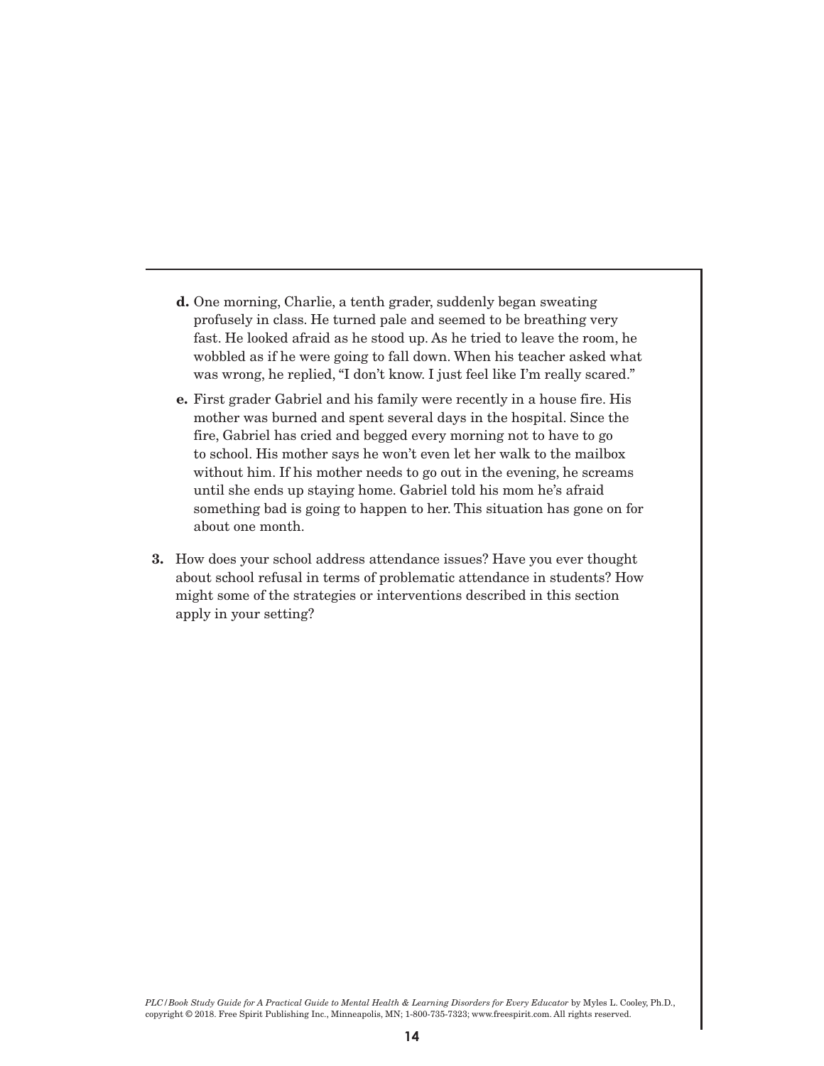d. One morning, Charlie, a tenth grader, suddenly began sweating profusely in class. He turned pale and seemed to be breathing very fast. He looked afraid as he stood up. As he tried to leave the room, he wobbled as if he were going to fall down. When his teacher asked what was wrong, he replied, "I don't know. I just feel like I'm really scared."

e. First grader Gabriel and his family were recently in a house fire. His mother was burned and spent several days in the hospital. Since the fire, Gabriel has cried and begged every morning not to have to go to school. His mother says he won't even let her walk to the mailbox without him. If his mother needs to go out in the evening, he screams until she ends up staying home. Gabriel told his mom he's afraid something bad is going to happen to her. This situation has gone on for about one month.

3. How does your school address attendance issues? Have you ever thought about school refusal in terms of problematic attendance in students? How might some of the strategies or interventions described in this section apply in your setting?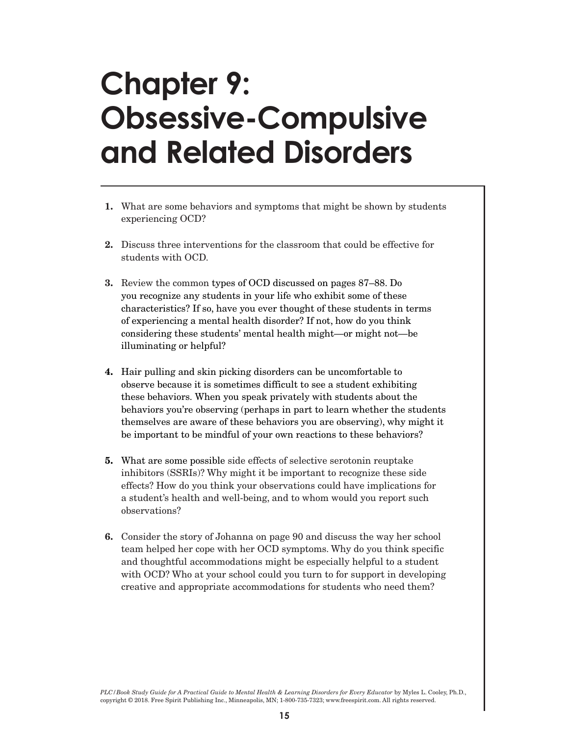# Chapter 9: Obsessive-Compulsive and Related Disorders

1. What are some behaviors and symptoms that might be shown by students experiencing OCD?

2. Discuss three interventions for the classroom that could be effective for students with OCD.

3. Review the common types of OCD discussed on pages 87–88. Do you recognize any students in your life who exhibit some of these characteristics? If so, have you ever thought of these students in terms of experiencing a mental health disorder? If not, how do you think considering these students' mental health might—or might not—be illuminating or helpful?

4. Hair pulling and skin picking disorders can be uncomfortable to observe because it is sometimes difficult to see a student exhibiting these behaviors. When you speak privately with students about the behaviors you're observing (perhaps in part to learn whether the students themselves are aware of these behaviors you are observing), why might it be important to be mindful of your own reactions to these behaviors?

5. What are some possible side effects of selective serotonin reuptake inhibitors (SSRIs)? Why might it be important to recognize these side effects? How do you think your observations could have implications for a student's health and well-being, and to whom would you report such observations?

6. Consider the story of Johanna on page 90 and discuss the way her school team helped her cope with her OCD symptoms. Why do you think specific and thoughtful accommodations might be especially helpful to a student with OCD? Who at your school could you turn to for support in developing creative and appropriate accommodations for students who need them?

*PLC/Book Study Guide for A Practical Guide to Mental Health & Learning Disorders for Every Educator* by Myles L. Cooley, Ph.D., copyright © 2018. Free Spirit Publishing Inc., Minneapolis, MN; 1-800-735-7323; www.freespirit.com. All rights reserved.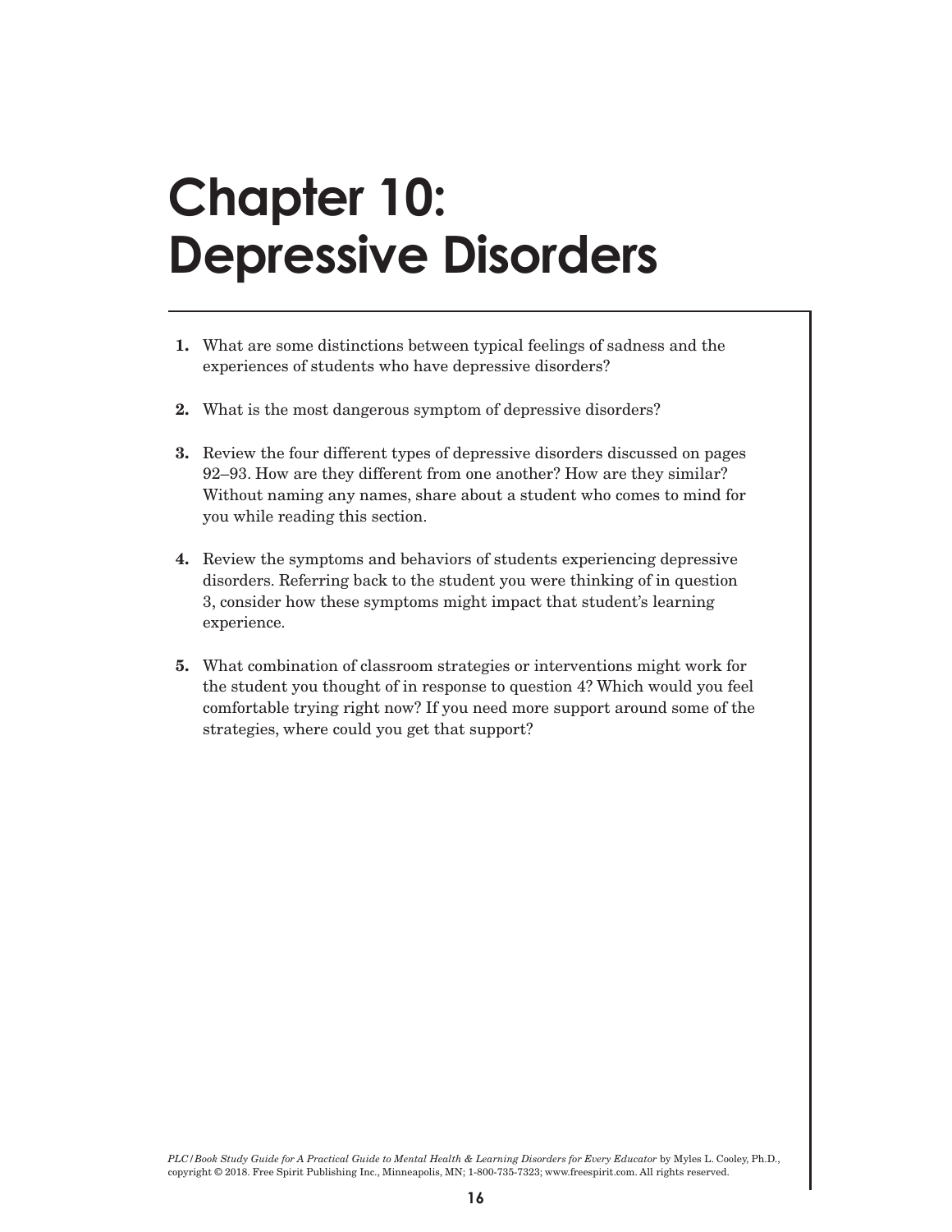# Chapter 10: Depressive Disorders

1. What are some distinctions between typical feelings of sadness and the experiences of students who have depressive disorders?

2. What is the most dangerous symptom of depressive disorders?

3. Review the four different types of depressive disorders discussed on pages 92–93. How are they different from one another? How are they similar? Without naming any names, share about a student who comes to mind for you while reading this section.

4. Review the symptoms and behaviors of students experiencing depressive disorders. Referring back to the student you were thinking of in question 3, consider how these symptoms might impact that student's learning experience.

5. What combination of classroom strategies or interventions might work for the student you thought of in response to question 4? Which would you feel comfortable trying right now? If you need more support around some of the strategies, where could you get that support?

*PLC/Book Study Guide for A Practical Guide to Mental Health & Learning Disorders for Every Educator* by Myles L. Cooley, Ph.D., copyright © 2018. Free Spirit Publishing Inc., Minneapolis, MN; 1-800-735-7323; www.freespirit.com. All rights reserved.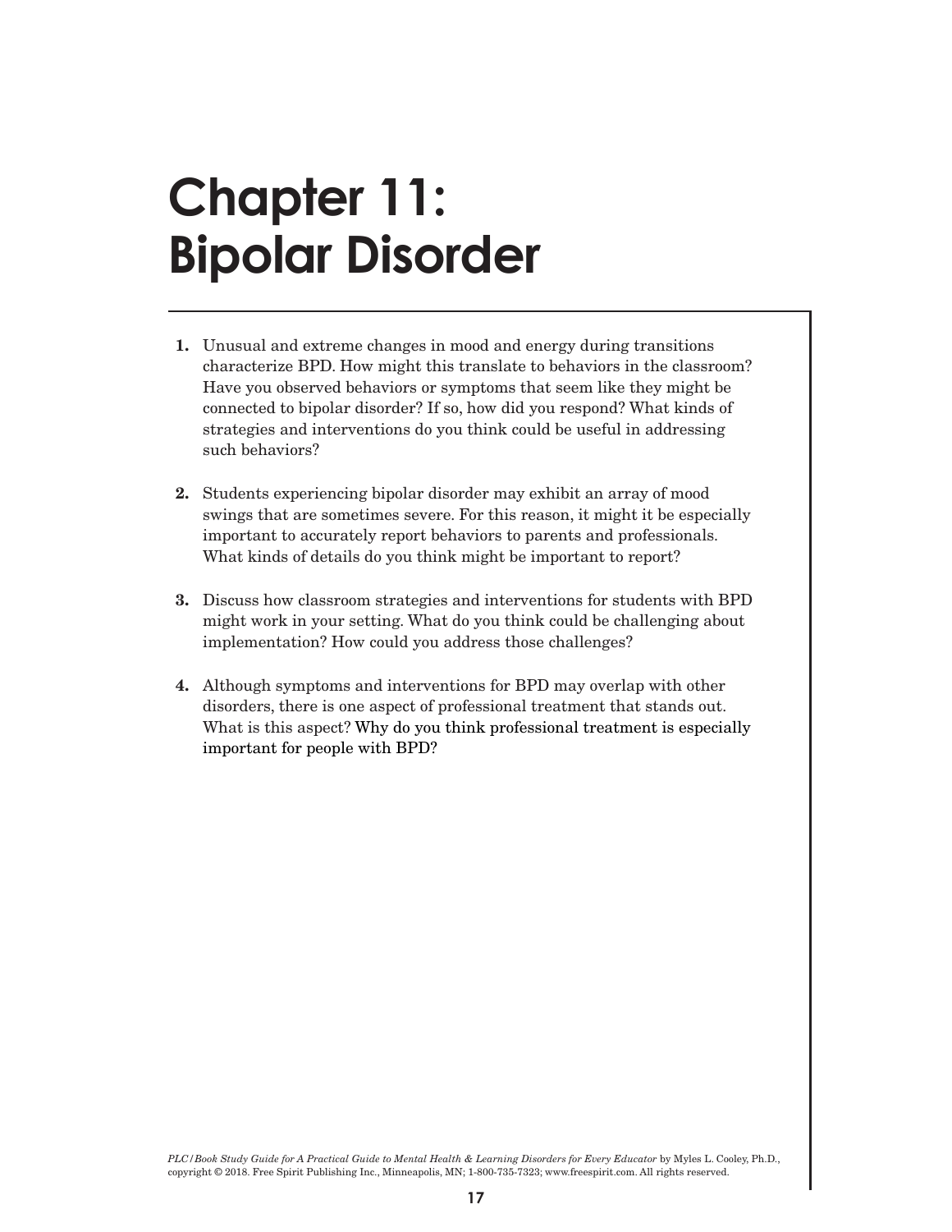# Chapter 11: Bipolar Disorder

1. Unusual and extreme changes in mood and energy during transitions characterize BPD. How might this translate to behaviors in the classroom? Have you observed behaviors or symptoms that seem like they might be connected to bipolar disorder? If so, how did you respond? What kinds of strategies and interventions do you think could be useful in addressing such behaviors?

2. Students experiencing bipolar disorder may exhibit an array of mood swings that are sometimes severe. For this reason, it might it be especially important to accurately report behaviors to parents and professionals. What kinds of details do you think might be important to report?

3. Discuss how classroom strategies and interventions for students with BPD might work in your setting. What do you think could be challenging about implementation? How could you address those challenges?

4. Although symptoms and interventions for BPD may overlap with other disorders, there is one aspect of professional treatment that stands out. What is this aspect? Why do you think professional treatment is especially important for people with BPD?

*PLC/Book Study Guide for A Practical Guide to Mental Health & Learning Disorders for Every Educator* by Myles L. Cooley, Ph.D., copyright © 2018. Free Spirit Publishing Inc., Minneapolis, MN; 1-800-735-7323; www.freespirit.com. All rights reserved.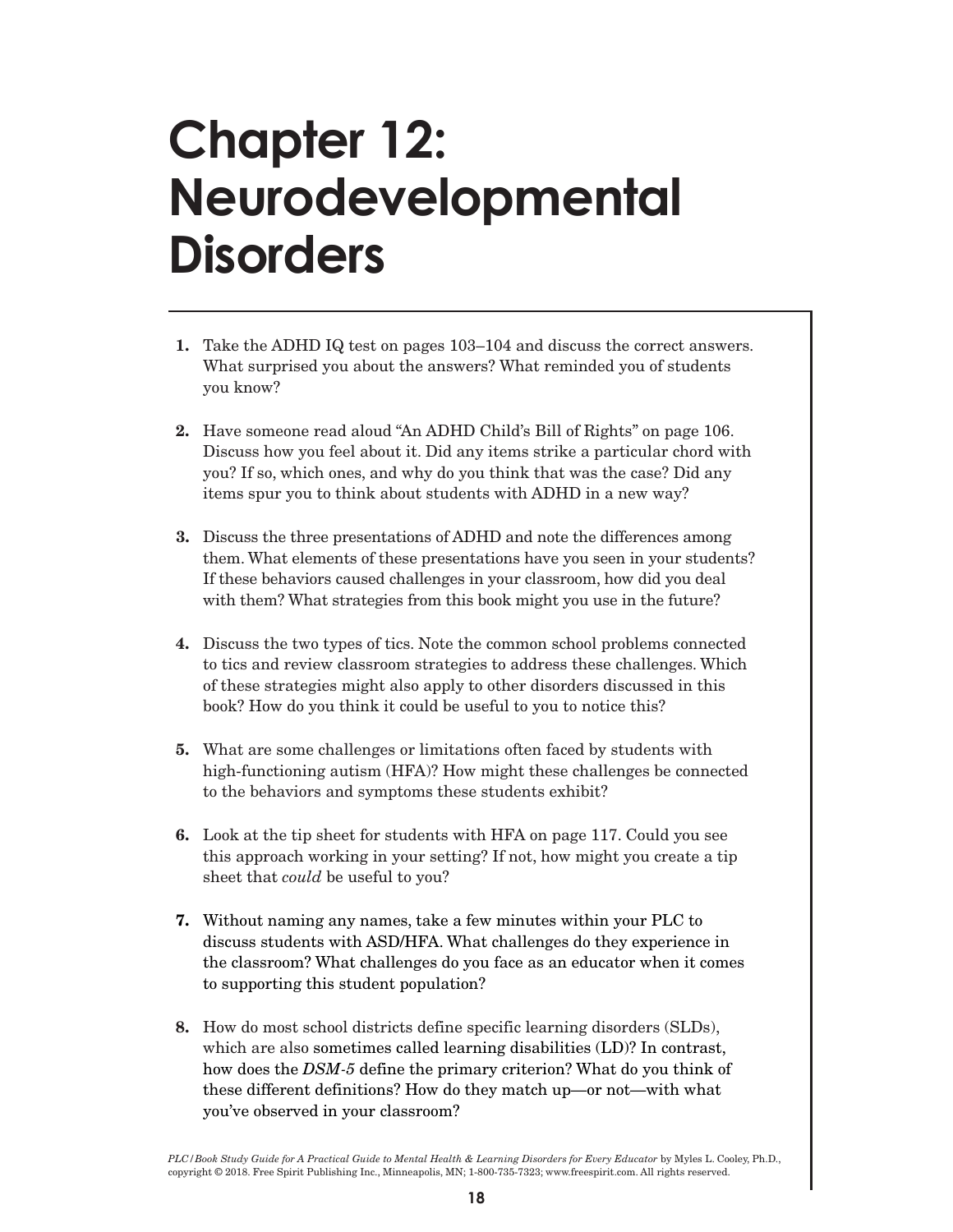# Chapter 12: Neurodevelopmental Disorders

1. Take the ADHD IQ test on pages 103–104 and discuss the correct answers. What surprised you about the answers? What reminded you of students you know?

2. Have someone read aloud "An ADHD Child's Bill of Rights" on page 106. Discuss how you feel about it. Did any items strike a particular chord with you? If so, which ones, and why do you think that was the case? Did any items spur you to think about students with ADHD in a new way?

3. Discuss the three presentations of ADHD and note the differences among them. What elements of these presentations have you seen in your students? If these behaviors caused challenges in your classroom, how did you deal with them? What strategies from this book might you use in the future?

4. Discuss the two types of tics. Note the common school problems connected to tics and review classroom strategies to address these challenges. Which of these strategies might also apply to other disorders discussed in this book? How do you think it could be useful to you to notice this?

5. What are some challenges or limitations often faced by students with high-functioning autism (HFA)? How might these challenges be connected to the behaviors and symptoms these students exhibit?

6. Look at the tip sheet for students with HFA on page 117. Could you see this approach working in your setting? If not, how might you create a tip sheet that *could* be useful to you?

7. Without naming any names, take a few minutes within your PLC to discuss students with ASD/HFA. What challenges do they experience in the classroom? What challenges do you face as an educator when it comes to supporting this student population?

8. How do most school districts define specific learning disorders (SLDs), which are also sometimes called learning disabilities (LD)? In contrast, how does the *DSM-5* define the primary criterion? What do you think of these different definitions? How do they match up—or not—with what you've observed in your classroom?

*PLC/Book Study Guide for A Practical Guide to Mental Health & Learning Disorders for Every Educator* by Myles L. Cooley, Ph.D., copyright © 2018. Free Spirit Publishing Inc., Minneapolis, MN; 1-800-735-7323; www.freespirit.com. All rights reserved.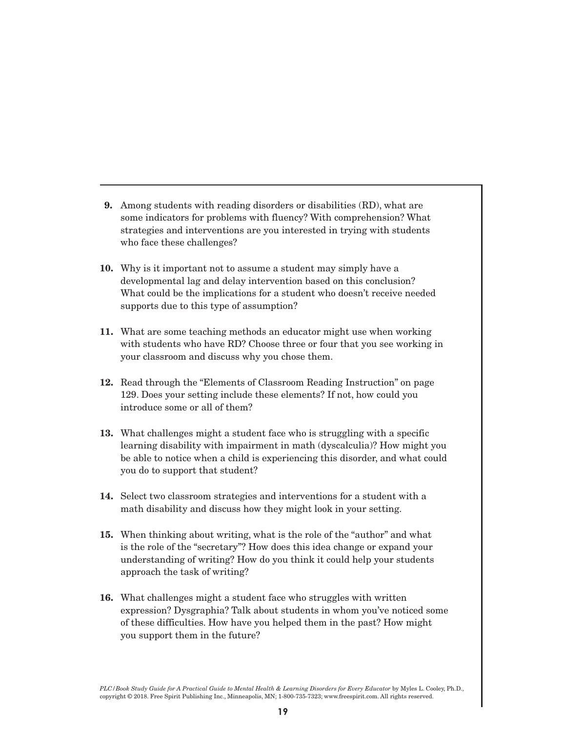9. Among students with reading disorders or disabilities (RD), what are some indicators for problems with fluency? With comprehension? What strategies and interventions are you interested in trying with students who face these challenges?

10. Why is it important not to assume a student may simply have a developmental lag and delay intervention based on this conclusion? What could be the implications for a student who doesn't receive needed supports due to this type of assumption?

11. What are some teaching methods an educator might use when working with students who have RD? Choose three or four that you see working in your classroom and discuss why you chose them.

12. Read through the "Elements of Classroom Reading Instruction" on page 129. Does your setting include these elements? If not, how could you introduce some or all of them?

13. What challenges might a student face who is struggling with a specific learning disability with impairment in math (dyscalculia)? How might you be able to notice when a child is experiencing this disorder, and what could you do to support that student?

14. Select two classroom strategies and interventions for a student with a math disability and discuss how they might look in your setting.

15. When thinking about writing, what is the role of the "author" and what is the role of the "secretary"? How does this idea change or expand your understanding of writing? How do you think it could help your students approach the task of writing?

16. What challenges might a student face who struggles with written expression? Dysgraphia? Talk about students in whom you've noticed some of these difficulties. How have you helped them in the past? How might you support them in the future?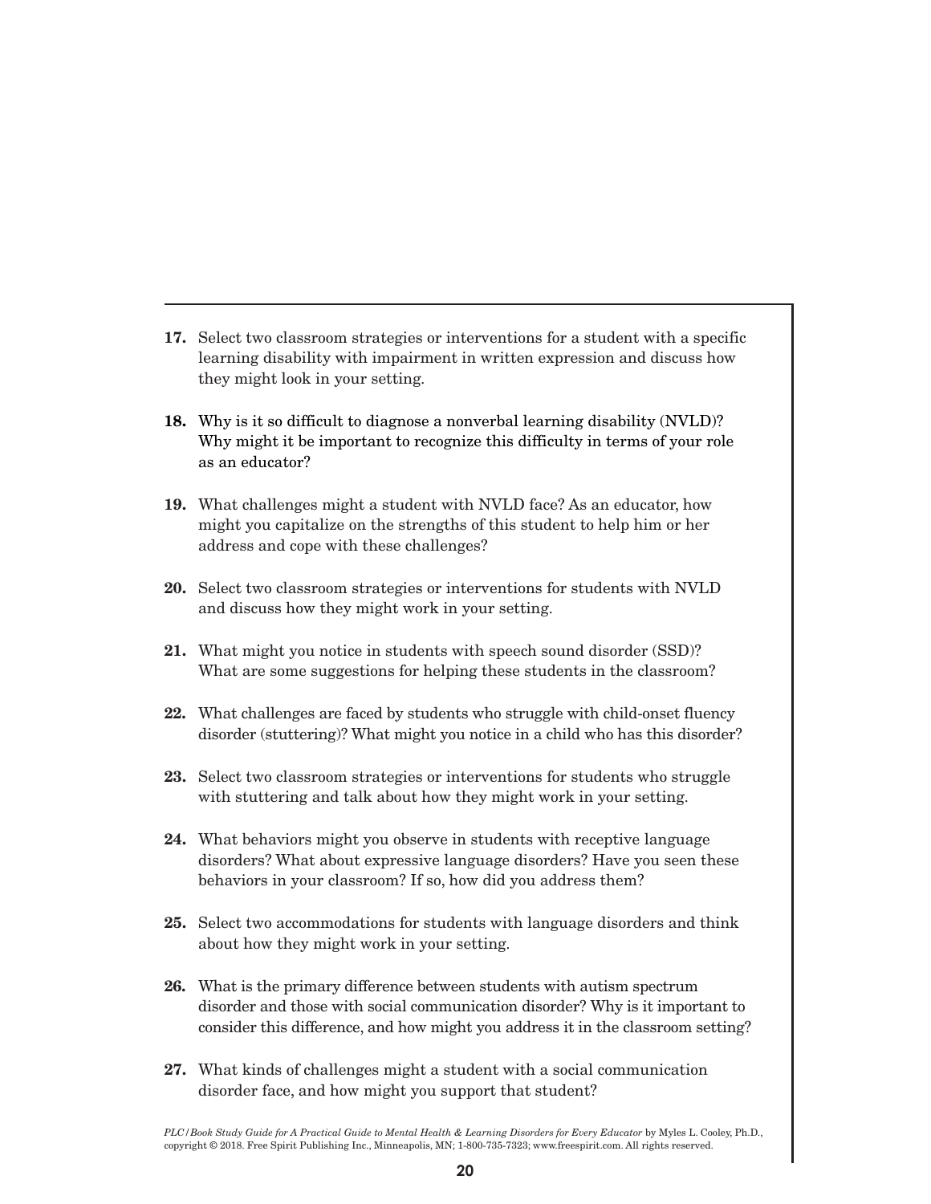17. Select two classroom strategies or interventions for a student with a specific learning disability with impairment in written expression and discuss how they might look in your setting.

18. Why is it so difficult to diagnose a nonverbal learning disability (NVLD)? Why might it be important to recognize this difficulty in terms of your role as an educator?

19. What challenges might a student with NVLD face? As an educator, how might you capitalize on the strengths of this student to help him or her address and cope with these challenges?

20. Select two classroom strategies or interventions for students with NVLD and discuss how they might work in your setting.

21. What might you notice in students with speech sound disorder (SSD)? What are some suggestions for helping these students in the classroom?

22. What challenges are faced by students who struggle with child-onset fluency disorder (stuttering)? What might you notice in a child who has this disorder?

23. Select two classroom strategies or interventions for students who struggle with stuttering and talk about how they might work in your setting.

24. What behaviors might you observe in students with receptive language disorders? What about expressive language disorders? Have you seen these behaviors in your classroom? If so, how did you address them?

25. Select two accommodations for students with language disorders and think about how they might work in your setting.

26. What is the primary difference between students with autism spectrum disorder and those with social communication disorder? Why is it important to consider this difference, and how might you address it in the classroom setting?

27. What kinds of challenges might a student with a social communication disorder face, and how might you support that student?

*PLC/Book Study Guide for A Practical Guide to Mental Health & Learning Disorders for Every Educator* by Myles L. Cooley, Ph.D., copyright © 2018. Free Spirit Publishing Inc., Minneapolis, MN; 1-800-735-7323; www.freespirit.com. All rights reserved.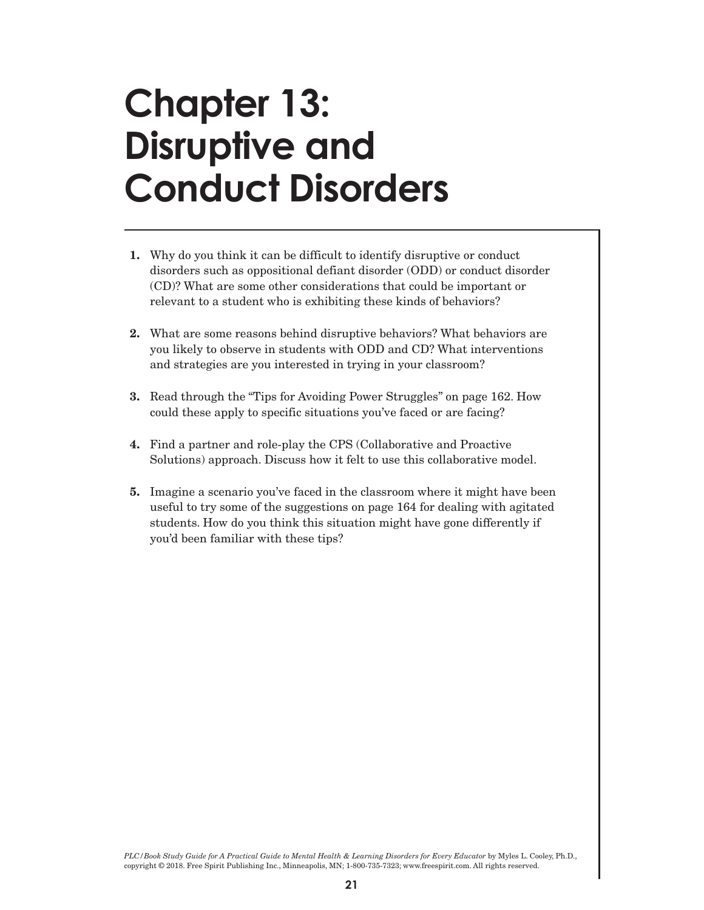# Chapter 13: Disruptive and Conduct Disorders

1. Why do you think it can be difficult to identify disruptive or conduct disorders such as oppositional defiant disorder (ODD) or conduct disorder (CD)? What are some other considerations that could be important or relevant to a student who is exhibiting these kinds of behaviors?

2. What are some reasons behind disruptive behaviors? What behaviors are you likely to observe in students with ODD and CD? What interventions and strategies are you interested in trying in your classroom?

3. Read through the "Tips for Avoiding Power Struggles" on page 162. How could these apply to specific situations you've faced or are facing?

4. Find a partner and role-play the CPS (Collaborative and Proactive Solutions) approach. Discuss how it felt to use this collaborative model.

5. Imagine a scenario you've faced in the classroom where it might have been useful to try some of the suggestions on page 164 for dealing with agitated students. How do you think this situation might have gone differently if you'd been familiar with these tips?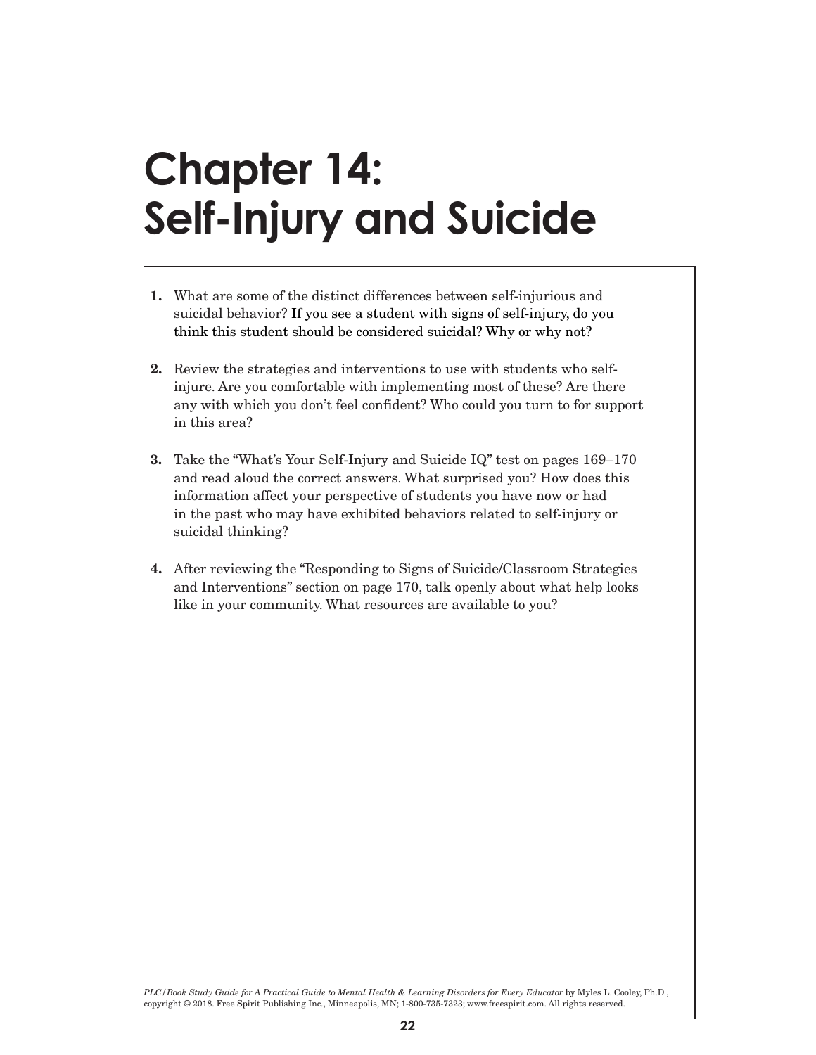# Chapter 14: Self-Injury and Suicide

1. What are some of the distinct differences between self-injurious and suicidal behavior? If you see a student with signs of self-injury, do you think this student should be considered suicidal? Why or why not?

2. Review the strategies and interventions to use with students who self-injure. Are you comfortable with implementing most of these? Are there any with which you don't feel confident? Who could you turn to for support in this area?

3. Take the "What's Your Self-Injury and Suicide IQ" test on pages 169–170 and read aloud the correct answers. What surprised you? How does this information affect your perspective of students you have now or had in the past who may have exhibited behaviors related to self-injury or suicidal thinking?

4. After reviewing the "Responding to Signs of Suicide/Classroom Strategies and Interventions" section on page 170, talk openly about what help looks like in your community. What resources are available to you?

*PLC/Book Study Guide for A Practical Guide to Mental Health & Learning Disorders for Every Educator* by Myles L. Cooley, Ph.D., copyright © 2018. Free Spirit Publishing Inc., Minneapolis, MN; 1-800-735-7323; www.freespirit.com. All rights reserved.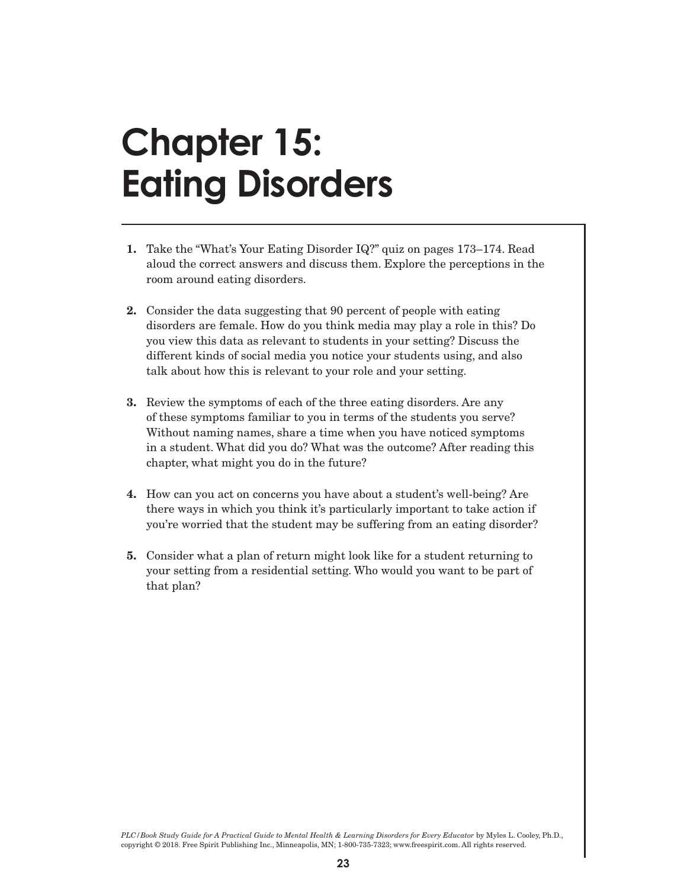# Chapter 15: Eating Disorders

1. Take the "What's Your Eating Disorder IQ?" quiz on pages 173–174. Read aloud the correct answers and discuss them. Explore the perceptions in the room around eating disorders.

2. Consider the data suggesting that 90 percent of people with eating disorders are female. How do you think media may play a role in this? Do you view this data as relevant to students in your setting? Discuss the different kinds of social media you notice your students using, and also talk about how this is relevant to your role and your setting.

3. Review the symptoms of each of the three eating disorders. Are any of these symptoms familiar to you in terms of the students you serve? Without naming names, share a time when you have noticed symptoms in a student. What did you do? What was the outcome? After reading this chapter, what might you do in the future?

4. How can you act on concerns you have about a student's well-being? Are there ways in which you think it's particularly important to take action if you're worried that the student may be suffering from an eating disorder?

5. Consider what a plan of return might look like for a student returning to your setting from a residential setting. Who would you want to be part of that plan?

*PLC/Book Study Guide for A Practical Guide to Mental Health & Learning Disorders for Every Educator* by Myles L. Cooley, Ph.D., copyright © 2018. Free Spirit Publishing Inc., Minneapolis, MN; 1-800-735-7323; www.freespirit.com. All rights reserved.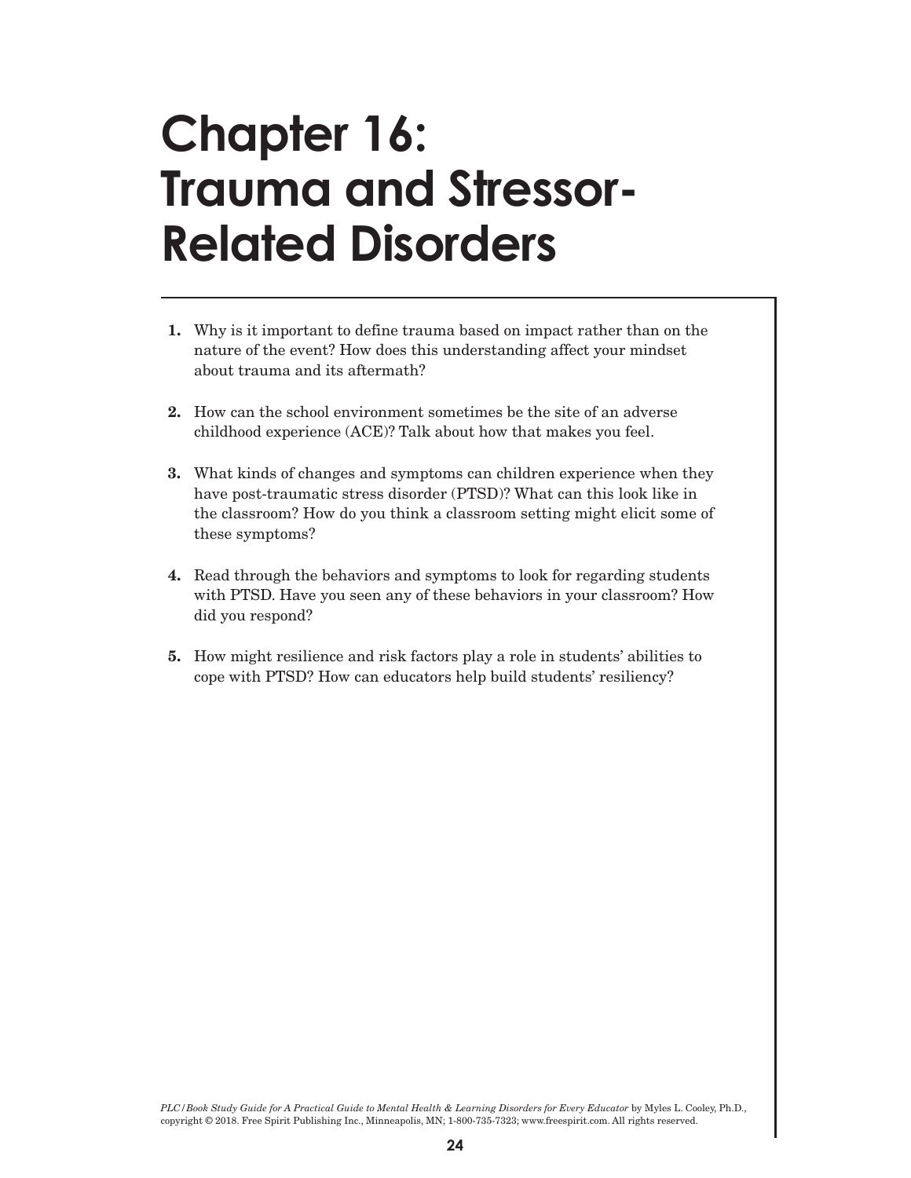# Chapter 16: Trauma and Stressor-Related Disorders

1. Why is it important to define trauma based on impact rather than on the nature of the event? How does this understanding affect your mindset about trauma and its aftermath?

2. How can the school environment sometimes be the site of an adverse childhood experience (ACE)? Talk about how that makes you feel.

3. What kinds of changes and symptoms can children experience when they have post-traumatic stress disorder (PTSD)? What can this look like in the classroom? How do you think a classroom setting might elicit some of these symptoms?

4. Read through the behaviors and symptoms to look for regarding students with PTSD. Have you seen any of these behaviors in your classroom? How did you respond?

5. How might resilience and risk factors play a role in students' abilities to cope with PTSD? How can educators help build students' resiliency?

*PLC/Book Study Guide for A Practical Guide to Mental Health & Learning Disorders for Every Educator* by Myles L. Cooley, Ph.D., copyright © 2018. Free Spirit Publishing Inc., Minneapolis, MN; 1-800-735-7323; www.freespirit.com. All rights reserved.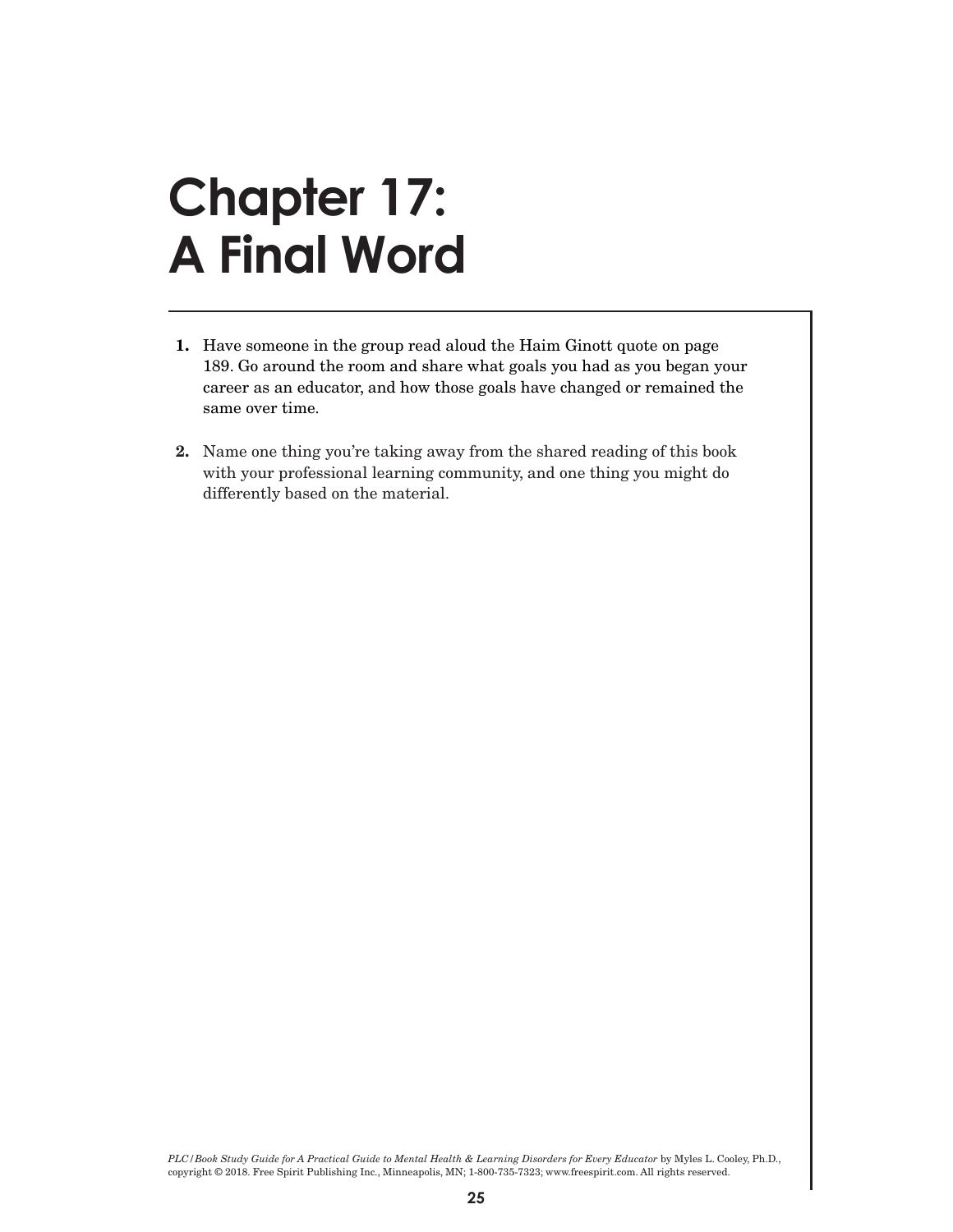# Chapter 17: A Final Word

1. Have someone in the group read aloud the Haim Ginott quote on page 189. Go around the room and share what goals you had as you began your career as an educator, and how those goals have changed or remained the same over time.

2. Name one thing you're taking away from the shared reading of this book with your professional learning community, and one thing you might do differently based on the material.

*PLC/Book Study Guide for A Practical Guide to Mental Health & Learning Disorders for Every Educator* by Myles L. Cooley, Ph.D., copyright © 2018. Free Spirit Publishing Inc., Minneapolis, MN; 1-800-735-7323; www.freespirit.com. All rights reserved.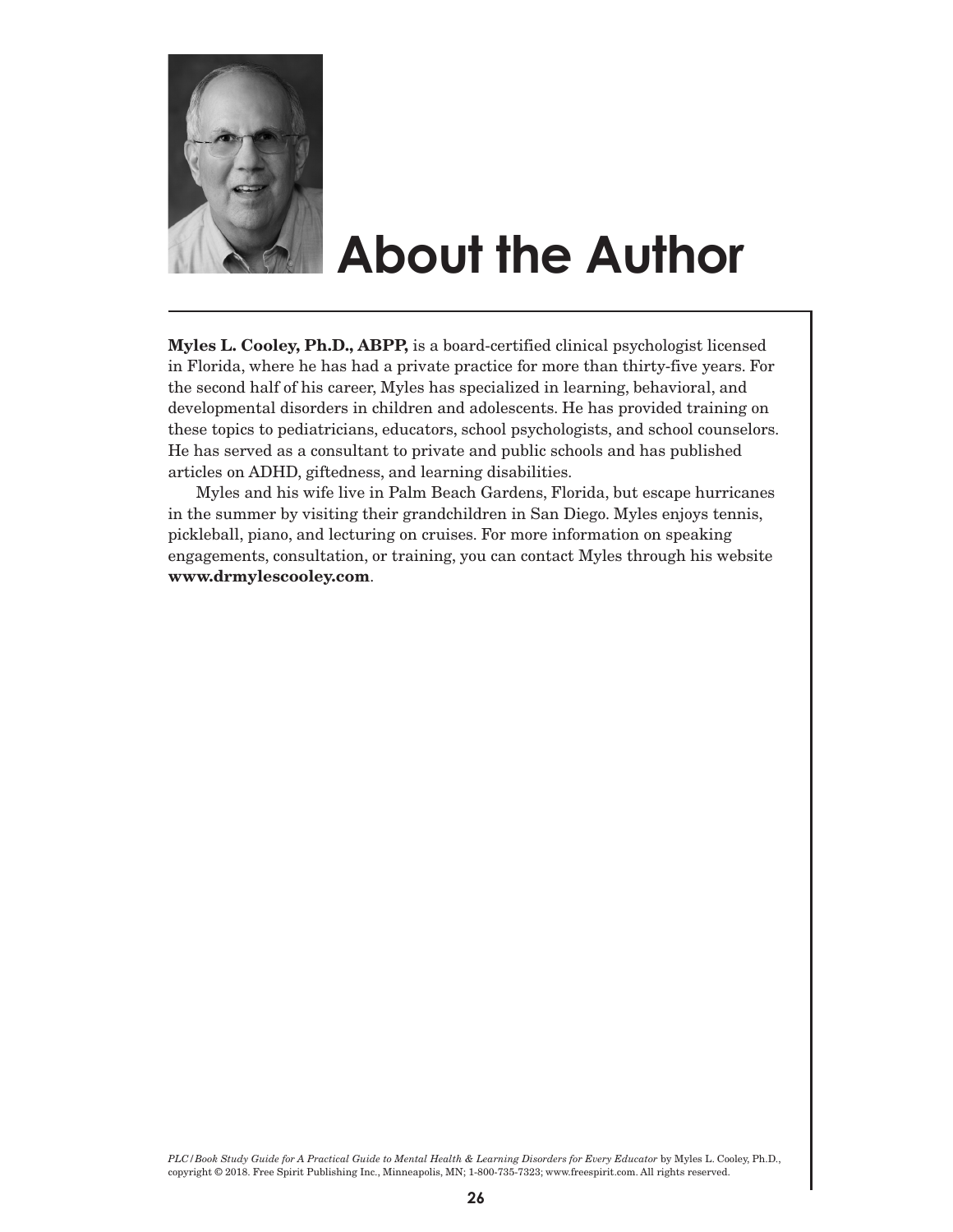# About the Author

**Myles L. Cooley, Ph.D., ABPP,** is a board-certified clinical psychologist licensed in Florida, where he has had a private practice for more than thirty-five years. For the second half of his career, Myles has specialized in learning, behavioral, and developmental disorders in children and adolescents. He has provided training on these topics to pediatricians, educators, school psychologists, and school counselors. He has served as a consultant to private and public schools and has published articles on ADHD, giftedness, and learning disabilities.

Myles and his wife live in Palm Beach Gardens, Florida, but escape hurricanes in the summer by visiting their grandchildren in San Diego. Myles enjoys tennis, pickleball, piano, and lecturing on cruises. For more information on speaking engagements, consultation, or training, you can contact Myles through his website **www.drmylescooley.com**.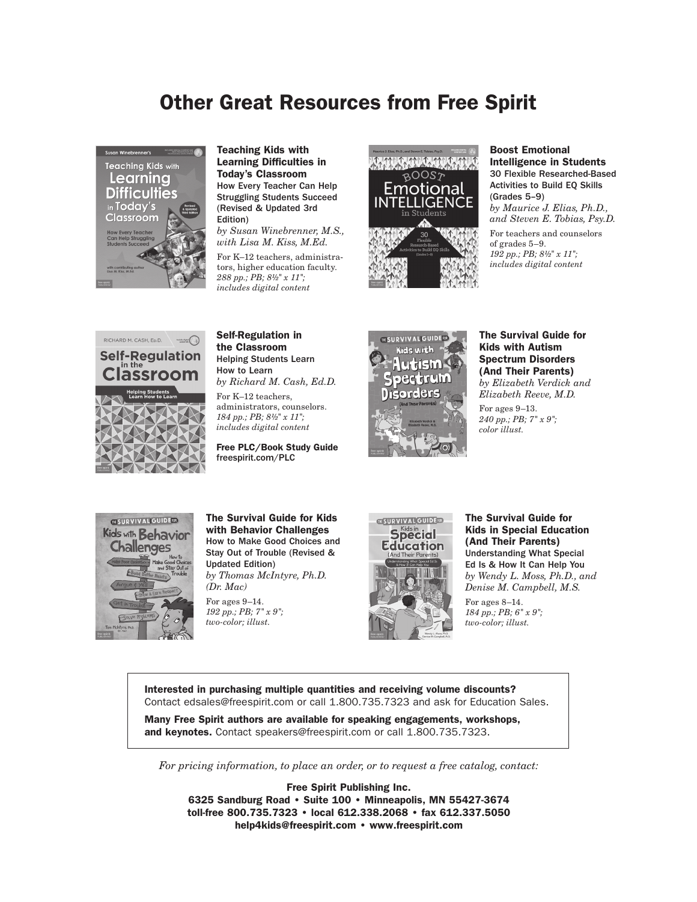# Other Great Resources from Free Spirit

**Teaching Kids with Learning Difficulties in Today's Classroom**
**How Every Teacher Can Help Struggling Students Succeed (Revised & Updated 3rd Edition)**
*by Susan Winebrenner, M.S., with Lisa M. Kiss, M.Ed.*
For K–12 teachers, administrators, higher education faculty.
*288 pp.; PB; 8½" x 11"; includes digital content*

**Boost Emotional Intelligence in Students**
**30 Flexible Researched-Based Activities to Build EQ Skills (Grades 5–9)**
*by Maurice J. Elias, Ph.D., and Steven E. Tobias, Psy.D.*
For teachers and counselors of grades 5–9.
*192 pp.; PB; 8½" x 11"; includes digital content*

**Self-Regulation in the Classroom**
**Helping Students Learn How to Learn**
*by Richard M. Cash, Ed.D.*
For K–12 teachers, administrators, counselors.
*184 pp.; PB; 8½" x 11"; includes digital content*

**Free PLC/Book Study Guide**
**freespirit.com/PLC**

**The Survival Guide for Kids with Autism Spectrum Disorders (And Their Parents)**
*by Elizabeth Verdick and Elizabeth Reeve, M.D.*
For ages 9–13.
*240 pp.; PB; 7" x 9"; color illust.*

**The Survival Guide for Kids with Behavior Challenges**
**How to Make Good Choices and Stay Out of Trouble (Revised & Updated Edition)**
*by Thomas McIntyre, Ph.D. (Dr. Mac)*
For ages 9–14.
*192 pp.; PB; 7" x 9"; two-color; illust.*

**The Survival Guide for Kids in Special Education (And Their Parents)**
**Understanding What Special Ed Is & How It Can Help You**
*by Wendy L. Moss, Ph.D., and Denise M. Campbell, M.S.*
For ages 8–14.
*184 pp.; PB; 6" x 9"; two-color; illust.*

**Interested in purchasing multiple quantities and receiving volume discounts?** Contact edsales@freespirit.com or call 1.800.735.7323 and ask for Education Sales.

**Many Free Spirit authors are available for speaking engagements, workshops, and keynotes.** Contact speakers@freespirit.com or call 1.800.735.7323.

*For pricing information, to place an order, or to request a free catalog, contact:*

**Free Spirit Publishing Inc.**
**6325 Sandburg Road • Suite 100 • Minneapolis, MN 55427-3674**
**toll-free 800.735.7323 • local 612.338.2068 • fax 612.337.5050**
**help4kids@freespirit.com • www.freespirit.com**